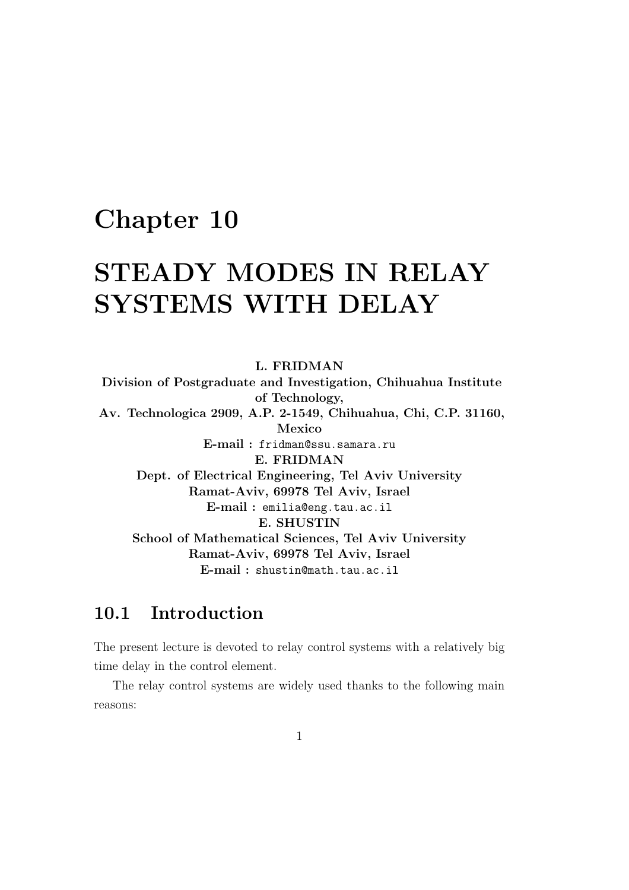# Chapter 10

# STEADY MODES IN RELAY SYSTEMS WITH DELAY

**L. FRIDMAN**
**Division of Postgraduate and Investigation, Chihuahua Institute of Technology,**
**Av. Technologica 2909, A.P. 2-1549, Chihuahua, Chi, C.P. 31160, Mexico**
**E-mail :** `fridman@ssu.samara.ru`

**E. FRIDMAN**
**Dept. of Electrical Engineering, Tel Aviv University**
**Ramat-Aviv, 69978 Tel Aviv, Israel**
**E-mail :** `emilia@eng.tau.ac.il`

**E. SHUSTIN**
**School of Mathematical Sciences, Tel Aviv University**
**Ramat-Aviv, 69978 Tel Aviv, Israel**
**E-mail :** `shustin@math.tau.ac.il`

## 10.1 Introduction

The present lecture is devoted to relay control systems with a relatively big time delay in the control element.

The relay control systems are widely used thanks to the following main reasons: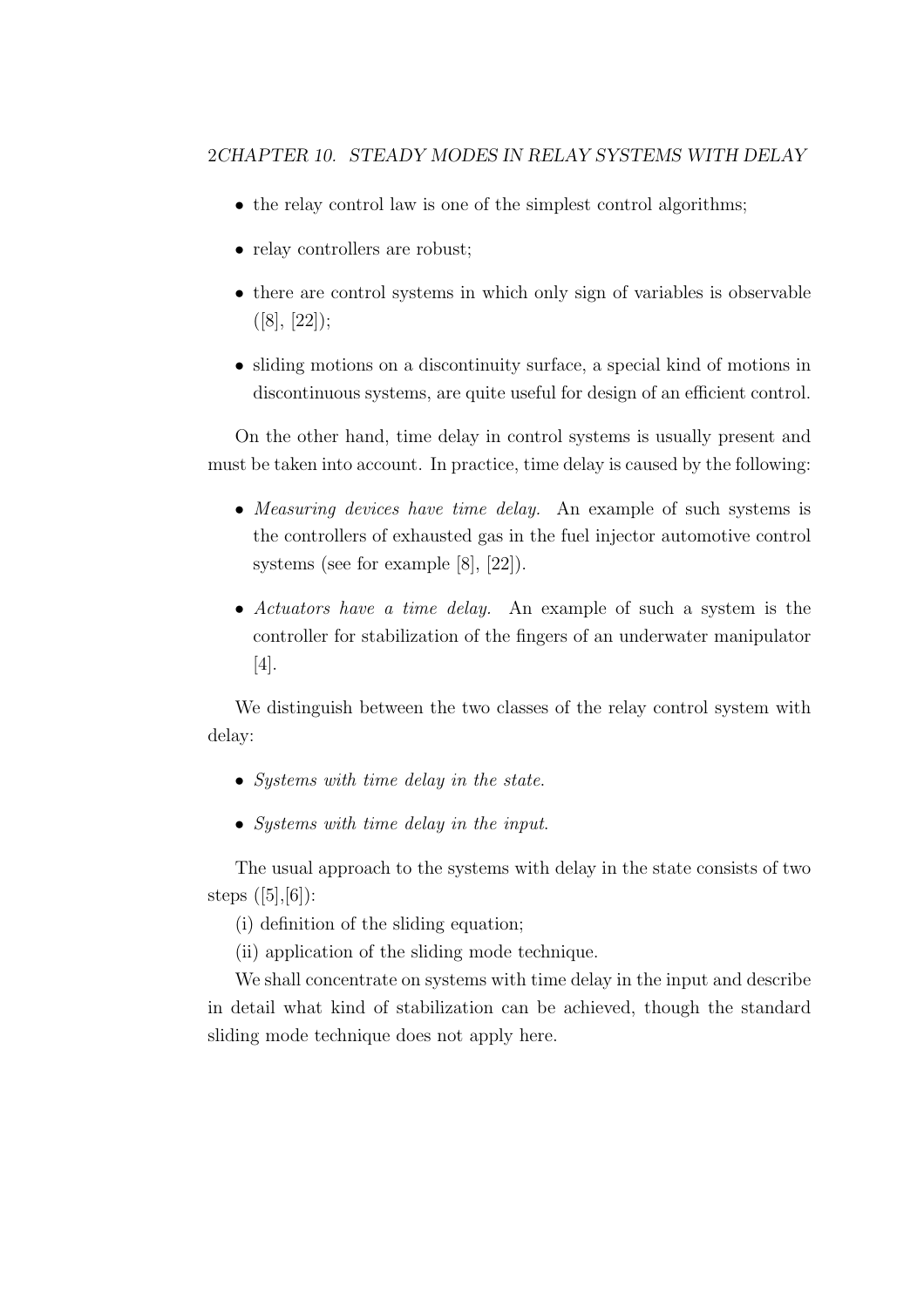- the relay control law is one of the simplest control algorithms;
- relay controllers are robust;
- there are control systems in which only sign of variables is observable ([8], [22]);
- sliding motions on a discontinuity surface, a special kind of motions in discontinuous systems, are quite useful for design of an efficient control.

On the other hand, time delay in control systems is usually present and must be taken into account. In practice, time delay is caused by the following:

- *Measuring devices have time delay.* An example of such systems is the controllers of exhausted gas in the fuel injector automotive control systems (see for example [8], [22]).
- *Actuators have a time delay.* An example of such a system is the controller for stabilization of the fingers of an underwater manipulator [4].

We distinguish between the two classes of the relay control system with delay:

- *Systems with time delay in the state.*
- *Systems with time delay in the input.*

The usual approach to the systems with delay in the state consists of two steps ([5],[6]):

(i) definition of the sliding equation;

(ii) application of the sliding mode technique.

We shall concentrate on systems with time delay in the input and describe in detail what kind of stabilization can be achieved, though the standard sliding mode technique does not apply here.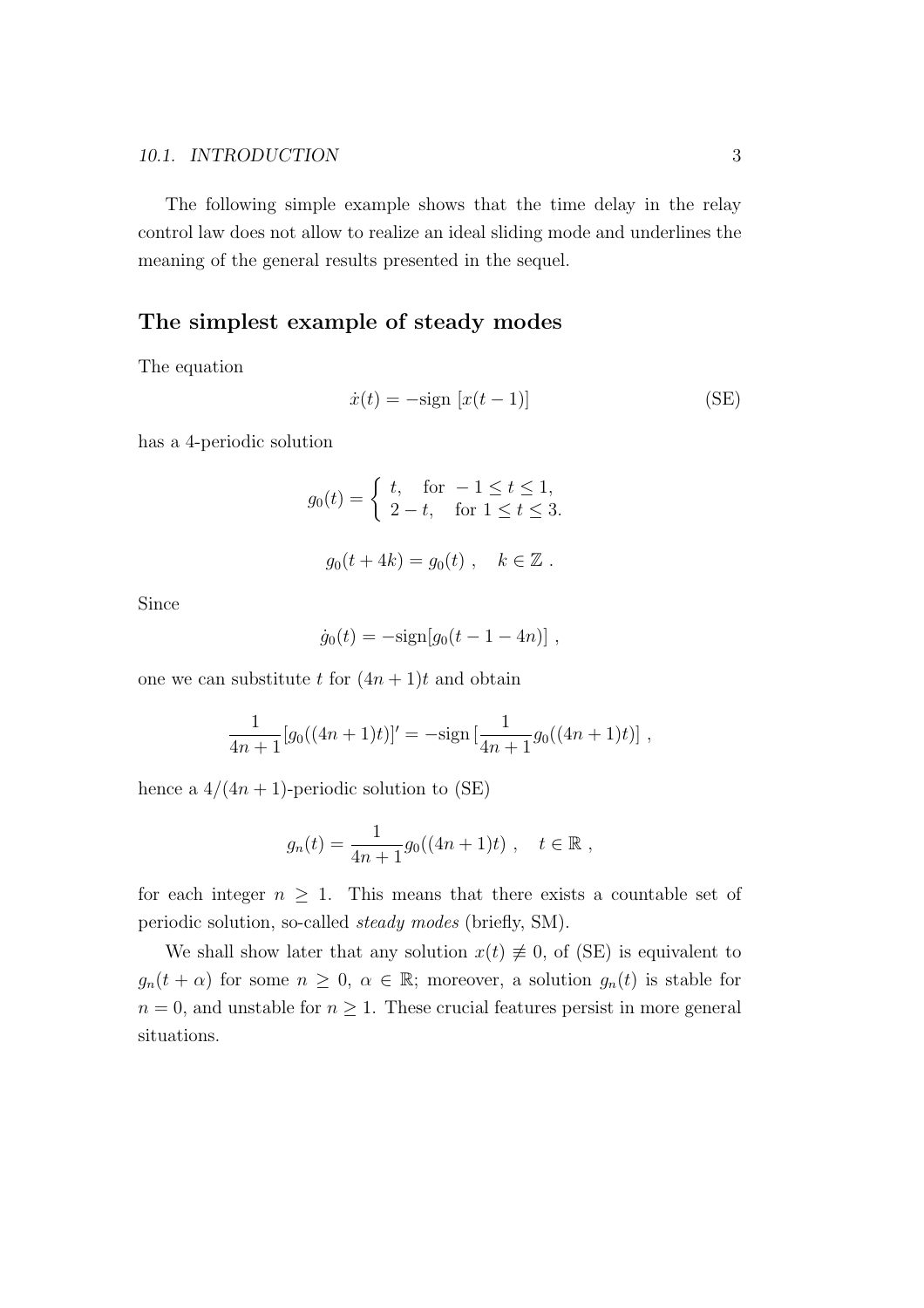The following simple example shows that the time delay in the relay control law does not allow to realize an ideal sliding mode and underlines the meaning of the general results presented in the sequel.

### The simplest example of steady modes

The equation

$$\dot{x}(t) = -\text{sign}\ [x(t-1)] \tag{SE}$$

has a 4-periodic solution

$$g_0(t) = \begin{cases} t, & \text{for } -1 \le t \le 1, \\ 2-t, & \text{for } 1 \le t \le 3. \end{cases}$$

$$g_0(t+4k) = g_0(t)\ , \quad k \in \mathbb{Z}\ .$$

Since

$$\dot{g}_0(t) = -\text{sign}[g_0(t-1-4n)]\ ,$$

one we can substitute $t$ for $(4n+1)t$ and obtain

$$\frac{1}{4n+1}[g_0((4n+1)t)]' = -\text{sign}\,[\frac{1}{4n+1}g_0((4n+1)t)]\ ,$$

hence a $4/(4n+1)$-periodic solution to (SE)

$$g_n(t) = \frac{1}{4n+1}g_0((4n+1)t)\ , \quad t \in \mathbb{R}\ ,$$

for each integer $n \ge 1$. This means that there exists a countable set of periodic solution, so-called *steady modes* (briefly, SM).

We shall show later that any solution $x(t) \not\equiv 0$, of (SE) is equivalent to $g_n(t+\alpha)$ for some $n \ge 0$, $\alpha \in \mathbb{R}$; moreover, a solution $g_n(t)$ is stable for $n = 0$, and unstable for $n \ge 1$. These crucial features persist in more general situations.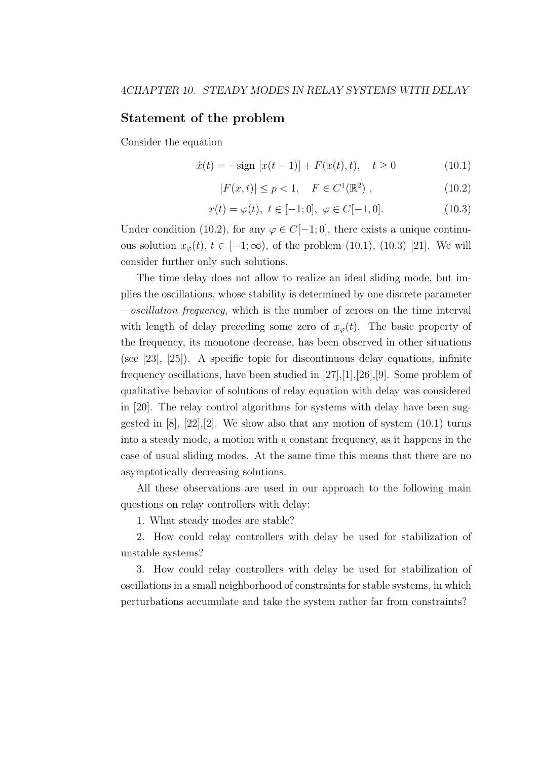## Statement of the problem

Consider the equation

$$\dot{x}(t) = -\text{sign}\,[x(t-1)] + F(x(t),t), \quad t \geq 0 \tag{10.1}$$

$$|F(x,t)| \leq p < 1, \quad F \in C^1(\mathbb{R}^2)\ , \tag{10.2}$$

$$x(t) = \varphi(t),\ t \in [-1;0],\ \varphi \in C[-1,0]. \tag{10.3}$$

Under condition (10.2), for any $\varphi \in C[-1;0]$, there exists a unique continuous solution $x_\varphi(t)$, $t \in [-1;\infty)$, of the problem (10.1), (10.3) [21]. We will consider further only such solutions.

The time delay does not allow to realize an ideal sliding mode, but implies the oscillations, whose stability is determined by one discrete parameter – *oscillation frequency*, which is the number of zeroes on the time interval with length of delay preceding some zero of $x_\varphi(t)$. The basic property of the frequency, its monotone decrease, has been observed in other situations (see [23], [25]). A specific topic for discontinuous delay equations, infinite frequency oscillations, have been studied in [27],[1],[26],[9]. Some problem of qualitative behavior of solutions of relay equation with delay was considered in [20]. The relay control algorithms for systems with delay have been suggested in [8], [22],[2]. We show also that any motion of system (10.1) turns into a steady mode, a motion with a constant frequency, as it happens in the case of usual sliding modes. At the same time this means that there are no asymptotically decreasing solutions.

All these observations are used in our approach to the following main questions on relay controllers with delay:

1. What steady modes are stable?

2. How could relay controllers with delay be used for stabilization of unstable systems?

3. How could relay controllers with delay be used for stabilization of oscillations in a small neighborhood of constraints for stable systems, in which perturbations accumulate and take the system rather far from constraints?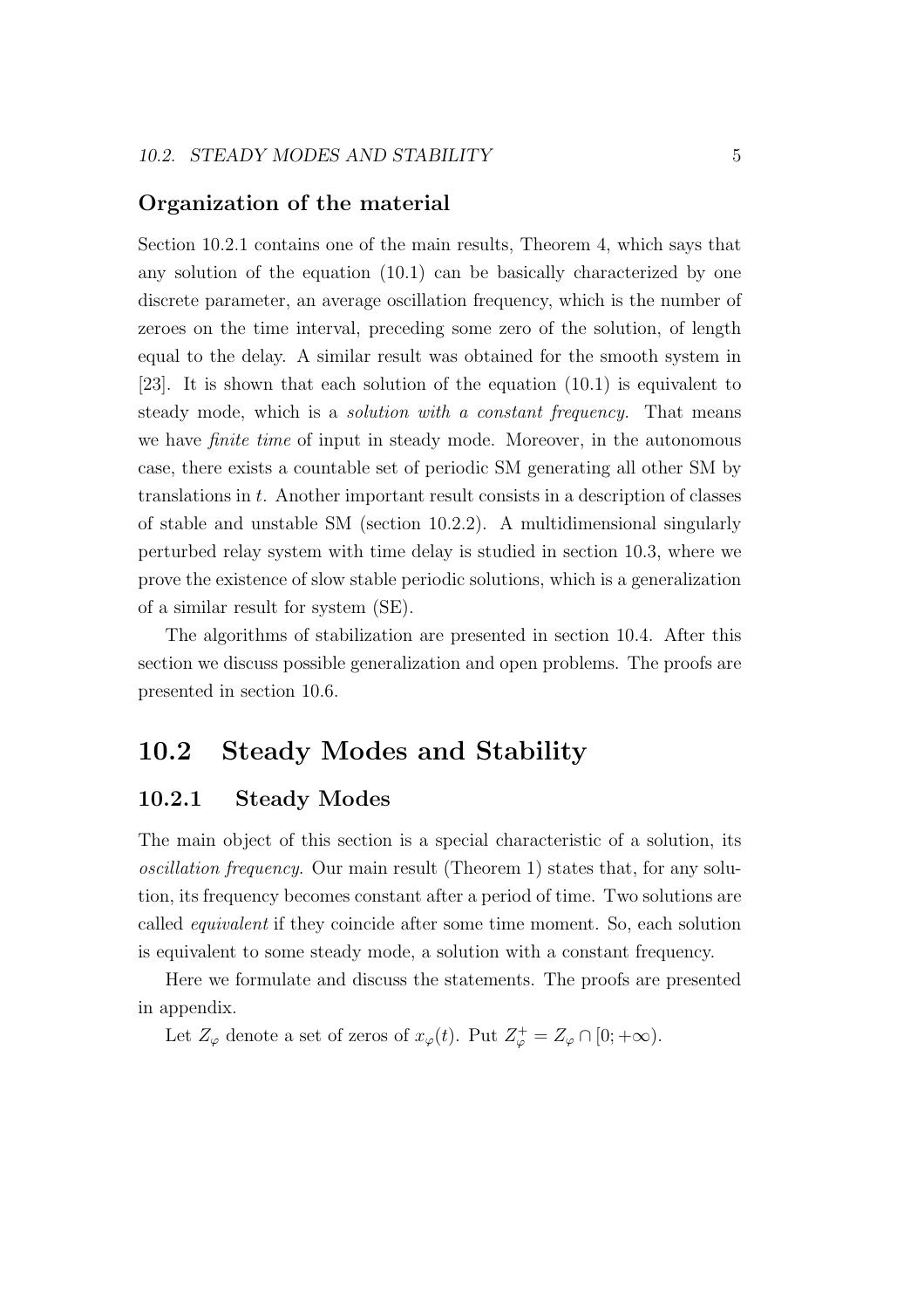### Organization of the material

Section 10.2.1 contains one of the main results, Theorem 4, which says that any solution of the equation (10.1) can be basically characterized by one discrete parameter, an average oscillation frequency, which is the number of zeroes on the time interval, preceding some zero of the solution, of length equal to the delay. A similar result was obtained for the smooth system in [23]. It is shown that each solution of the equation (10.1) is equivalent to steady mode, which is a *solution with a constant frequency.* That means we have *finite time* of input in steady mode. Moreover, in the autonomous case, there exists a countable set of periodic SM generating all other SM by translations in $t$. Another important result consists in a description of classes of stable and unstable SM (section 10.2.2). A multidimensional singularly perturbed relay system with time delay is studied in section 10.3, where we prove the existence of slow stable periodic solutions, which is a generalization of a similar result for system (SE).

The algorithms of stabilization are presented in section 10.4. After this section we discuss possible generalization and open problems. The proofs are presented in section 10.6.

## 10.2 Steady Modes and Stability

### 10.2.1 Steady Modes

The main object of this section is a special characteristic of a solution, its *oscillation frequency.* Our main result (Theorem 1) states that, for any solution, its frequency becomes constant after a period of time. Two solutions are called *equivalent* if they coincide after some time moment. So, each solution is equivalent to some steady mode, a solution with a constant frequency.

Here we formulate and discuss the statements. The proofs are presented in appendix.

Let $Z_\varphi$ denote a set of zeros of $x_\varphi(t)$. Put $Z_\varphi^+ = Z_\varphi \cap [0; +\infty)$.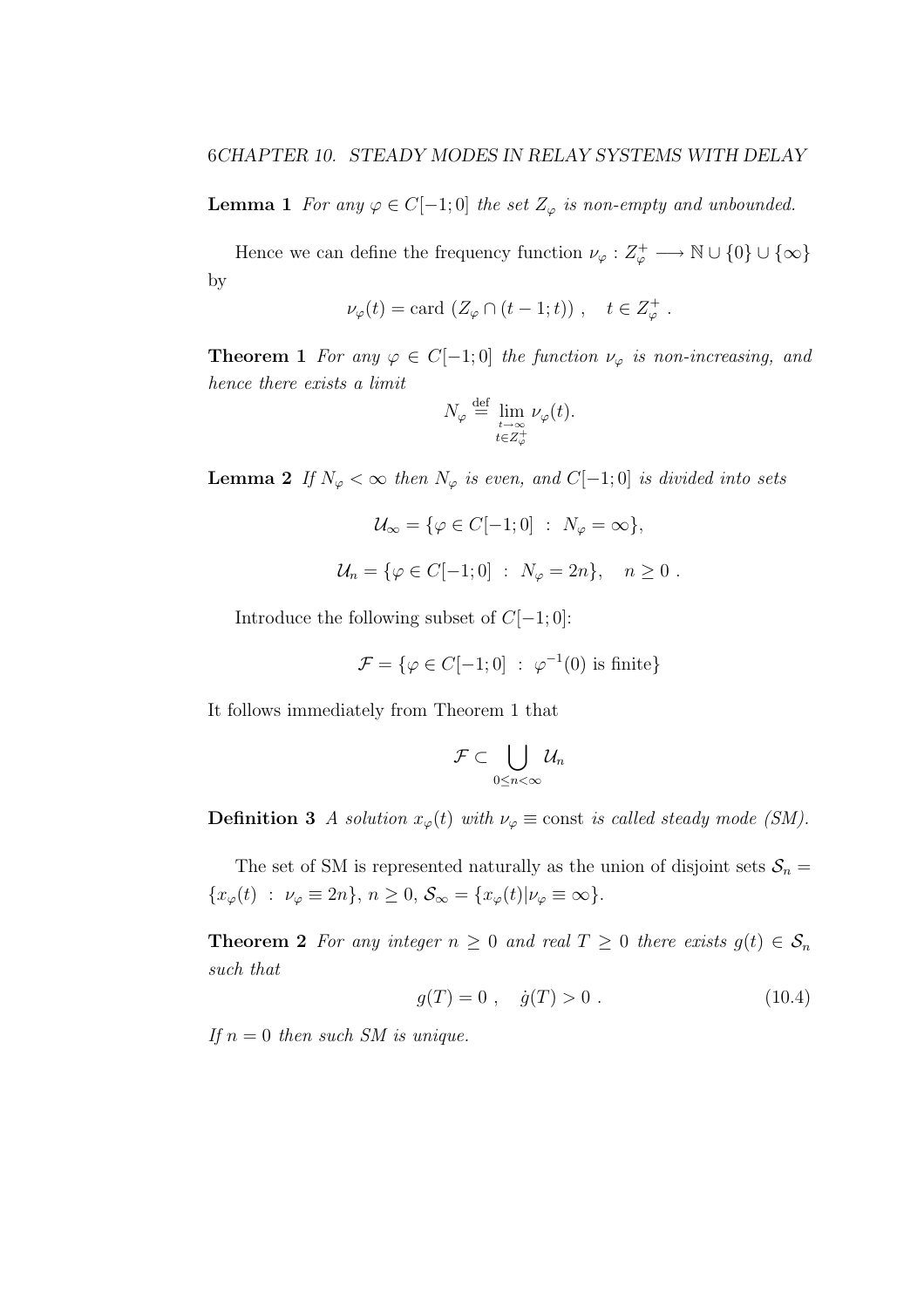**Lemma 1** *For any $\varphi \in C[-1;0]$ the set $Z_\varphi$ is non-empty and unbounded.*

Hence we can define the frequency function $\nu_\varphi : Z_\varphi^+ \longrightarrow \mathbb{N} \cup \{0\} \cup \{\infty\}$ by

$$\nu_\varphi(t) = \text{card } (Z_\varphi \cap (t-1;t)) \ , \quad t \in Z_\varphi^+ \ .$$

**Theorem 1** *For any $\varphi \in C[-1;0]$ the function $\nu_\varphi$ is non-increasing, and hence there exists a limit*

$$N_\varphi \stackrel{\text{def}}{=} \lim_{\substack{t\to\infty \\ t\in Z_\varphi^+}} \nu_\varphi(t).$$

**Lemma 2** *If $N_\varphi < \infty$ then $N_\varphi$ is even, and $C[-1;0]$ is divided into sets*

$$\mathcal{U}_\infty = \{\varphi \in C[-1;0] \ : \ N_\varphi = \infty\},$$

$$\mathcal{U}_n = \{\varphi \in C[-1;0] \ : \ N_\varphi = 2n\}, \quad n \geq 0 \ .$$

Introduce the following subset of $C[-1;0]$:

$$\mathcal{F} = \{\varphi \in C[-1;0] \ : \ \varphi^{-1}(0) \text{ is finite}\}$$

It follows immediately from Theorem 1 that

$$\mathcal{F} \subset \bigcup_{0 \leq n < \infty} \mathcal{U}_n$$

**Definition 3** *A solution $x_\varphi(t)$ with $\nu_\varphi \equiv \text{const}$ is called steady mode (SM).*

The set of SM is represented naturally as the union of disjoint sets $\mathcal{S}_n = \{x_\varphi(t) \ : \ \nu_\varphi \equiv 2n\}$, $n \geq 0$, $\mathcal{S}_\infty = \{x_\varphi(t) | \nu_\varphi \equiv \infty\}$.

**Theorem 2** *For any integer $n \geq 0$ and real $T \geq 0$ there exists $g(t) \in \mathcal{S}_n$ such that*

$$g(T) = 0 \ , \quad \dot{g}(T) > 0 \ . \tag{10.4}$$

*If $n = 0$ then such SM is unique.*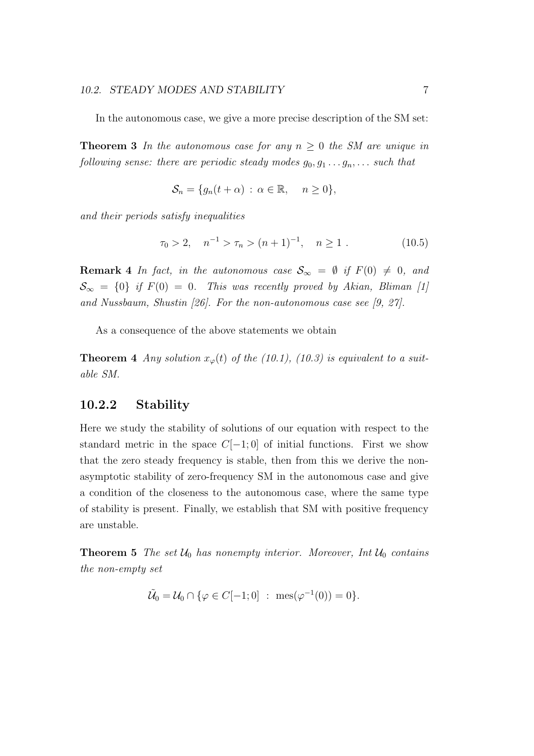In the autonomous case, we give a more precise description of the SM set:

**Theorem 3** *In the autonomous case for any $n \geq 0$ the SM are unique in following sense: there are periodic steady modes $g_0, g_1 \ldots g_n, \ldots$ such that*

$$\mathcal{S}_n = \{g_n(t+\alpha) \,:\, \alpha \in \mathbb{R}, \quad n \geq 0\},$$

*and their periods satisfy inequalities*

$$\tau_0 > 2, \quad n^{-1} > \tau_n > (n+1)^{-1}, \quad n \geq 1 \,. \tag{10.5}$$

**Remark 4** *In fact, in the autonomous case $\mathcal{S}_\infty = \emptyset$ if $F(0) \neq 0$, and $\mathcal{S}_\infty = \{0\}$ if $F(0) = 0$. This was recently proved by Akian, Bliman [1] and Nussbaum, Shustin [26]. For the non-autonomous case see [9, 27].*

As a consequence of the above statements we obtain

**Theorem 4** *Any solution $x_\varphi(t)$ of the (10.1), (10.3) is equivalent to a suitable SM.*

### 10.2.2 Stability

Here we study the stability of solutions of our equation with respect to the standard metric in the space $C[-1;0]$ of initial functions. First we show that the zero steady frequency is stable, then from this we derive the non-asymptotic stability of zero-frequency SM in the autonomous case and give a condition of the closeness to the autonomous case, where the same type of stability is present. Finally, we establish that SM with positive frequency are unstable.

**Theorem 5** *The set $\mathcal{U}_0$ has nonempty interior. Moreover, Int $\mathcal{U}_0$ contains the non-empty set*

$$\tilde{\mathcal{U}_0} = \mathcal{U}_0 \cap \{\varphi \in C[-1;0] \;:\; \mathrm{mes}(\varphi^{-1}(0)) = 0\}.$$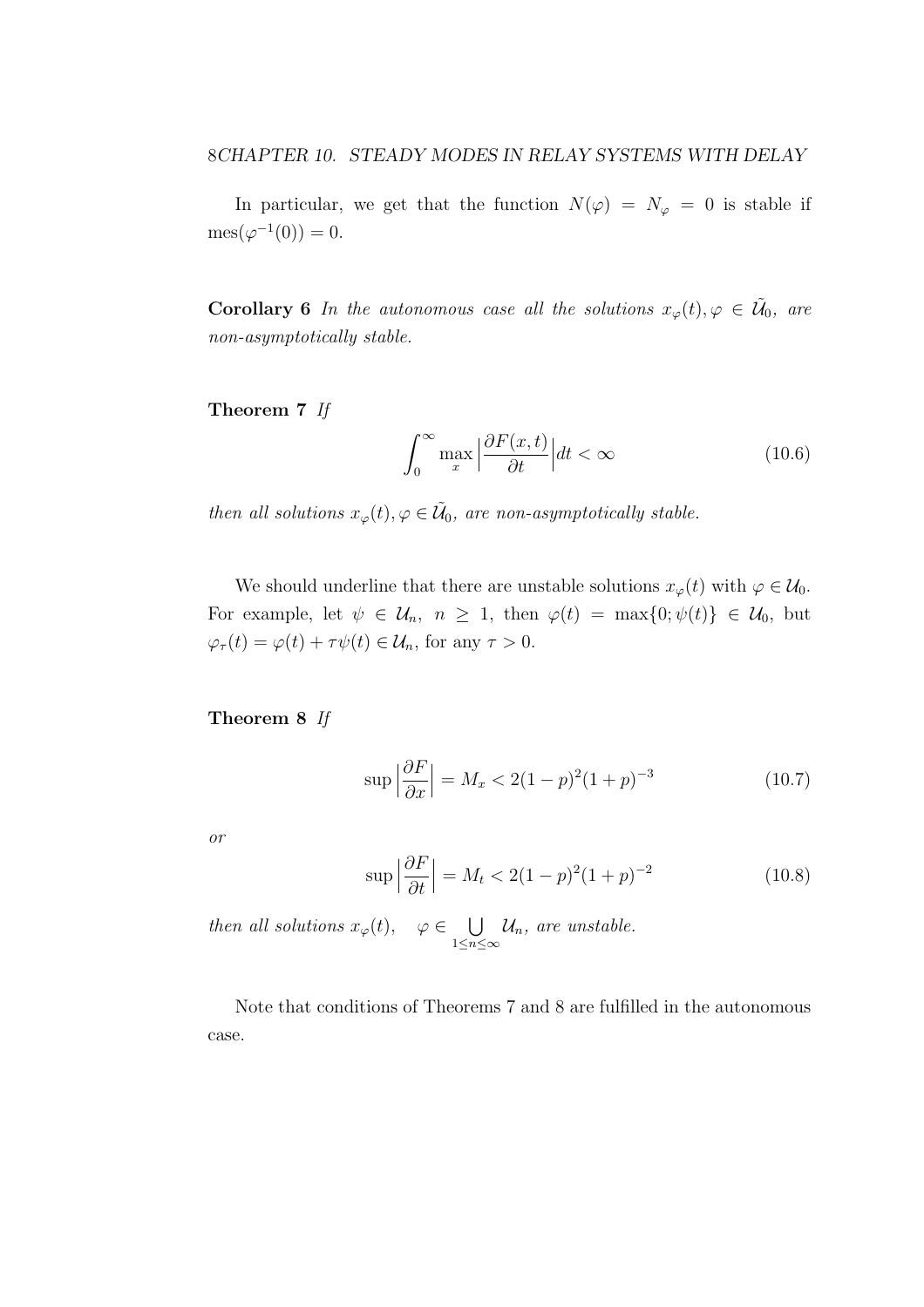In particular, we get that the function $N(\varphi) = N_\varphi = 0$ is stable if $\mathrm{mes}(\varphi^{-1}(0)) = 0$.

**Corollary 6** *In the autonomous case all the solutions $x_\varphi(t), \varphi \in \tilde{\mathcal{U}}_0$, are non-asymptotically stable.*

**Theorem 7** *If*

$$\int_0^\infty \max_x \Big|\frac{\partial F(x,t)}{\partial t}\Big| dt < \infty \tag{10.6}$$

*then all solutions $x_\varphi(t), \varphi \in \tilde{\mathcal{U}}_0$, are non-asymptotically stable.*

We should underline that there are unstable solutions $x_\varphi(t)$ with $\varphi \in \mathcal{U}_0$. For example, let $\psi \in \mathcal{U}_n,\ n \geq 1$, then $\varphi(t) = \max\{0; \psi(t)\} \in \mathcal{U}_0$, but $\varphi_\tau(t) = \varphi(t) + \tau\psi(t) \in \mathcal{U}_n$, for any $\tau > 0$.

**Theorem 8** *If*

$$\sup\Big|\frac{\partial F}{\partial x}\Big| = M_x < 2(1-p)^2(1+p)^{-3} \tag{10.7}$$

*or*

$$\sup\Big|\frac{\partial F}{\partial t}\Big| = M_t < 2(1-p)^2(1+p)^{-2} \tag{10.8}$$

*then all solutions $x_\varphi(t), \quad \varphi \in \bigcup_{1\leq n\leq\infty} \mathcal{U}_n$, are unstable.*

Note that conditions of Theorems 7 and 8 are fulfilled in the autonomous case.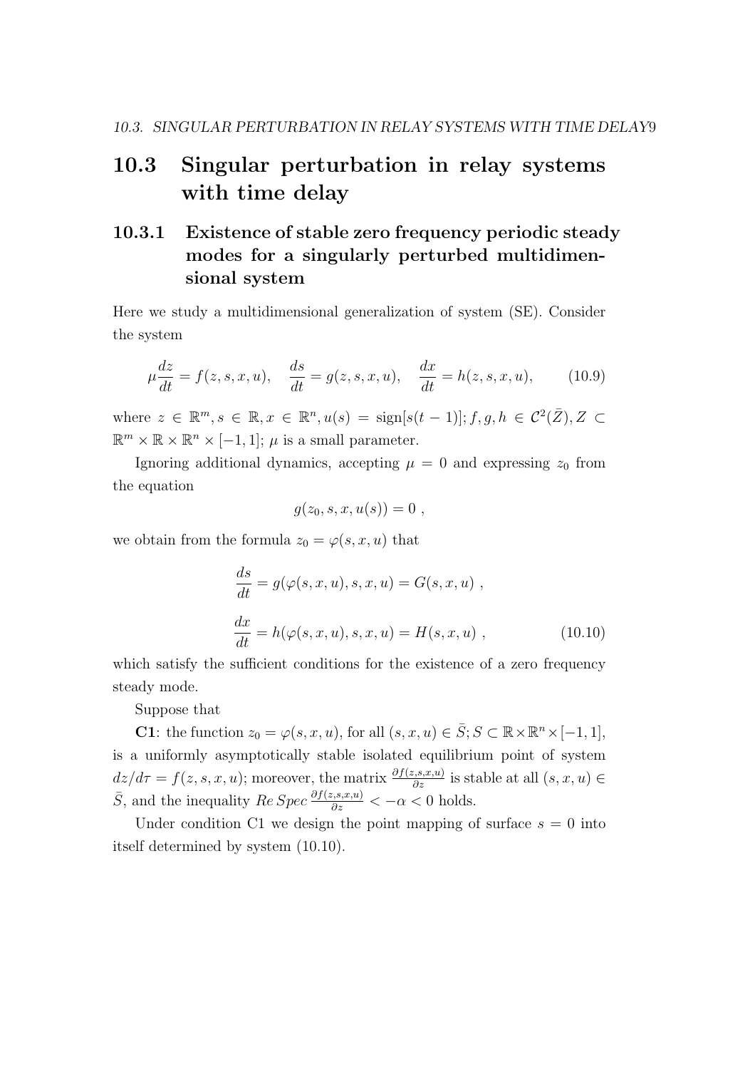## 10.3 Singular perturbation in relay systems with time delay

### 10.3.1 Existence of stable zero frequency periodic steady modes for a singularly perturbed multidimensional system

Here we study a multidimensional generalization of system (SE). Consider the system

$$\mu \frac{dz}{dt} = f(z,s,x,u), \quad \frac{ds}{dt} = g(z,s,x,u), \quad \frac{dx}{dt} = h(z,s,x,u), \tag{10.9}$$

where $z \in \mathbb{R}^m, s \in \mathbb{R}, x \in \mathbb{R}^n, u(s) = \text{sign}[s(t-1)]; f, g, h \in \mathcal{C}^2(\bar{Z}), Z \subset \mathbb{R}^m \times \mathbb{R} \times \mathbb{R}^n \times [-1,1]$; $\mu$ is a small parameter.

Ignoring additional dynamics, accepting $\mu = 0$ and expressing $z_0$ from the equation

$$g(z_0, s, x, u(s)) = 0 \ ,$$

we obtain from the formula $z_0 = \varphi(s,x,u)$ that

$$\frac{ds}{dt} = g(\varphi(s,x,u),s,x,u) = G(s,x,u) \ ,$$

$$\frac{dx}{dt} = h(\varphi(s,x,u),s,x,u) = H(s,x,u) \ , \tag{10.10}$$

which satisfy the sufficient conditions for the existence of a zero frequency steady mode.

Suppose that

**C1**: the function $z_0 = \varphi(s,x,u)$, for all $(s,x,u) \in \bar{S}; S \subset \mathbb{R} \times \mathbb{R}^n \times [-1,1]$, is a uniformly asymptotically stable isolated equilibrium point of system $dz/d\tau = f(z,s,x,u)$; moreover, the matrix $\frac{\partial f(z,s,x,u)}{\partial z}$ is stable at all $(s,x,u) \in \bar{S}$, and the inequality $Re\, Spec\, \frac{\partial f(z,s,x,u)}{\partial z} < -\alpha < 0$ holds.

Under condition C1 we design the point mapping of surface $s = 0$ into itself determined by system (10.10).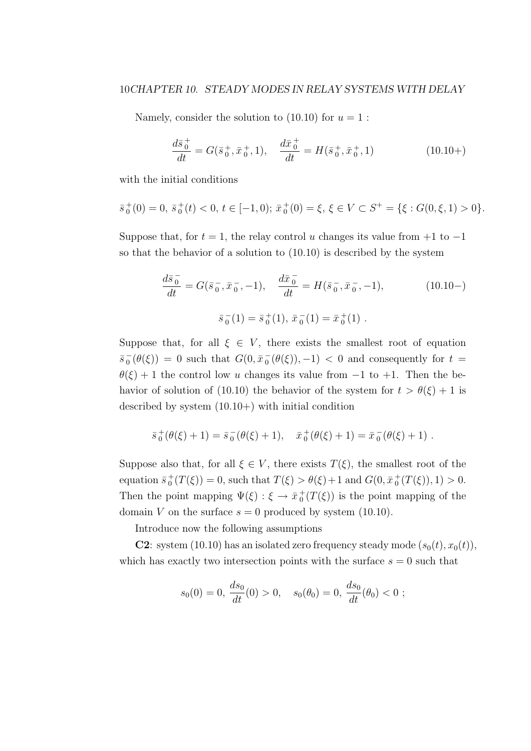Namely, consider the solution to (10.10) for $u = 1$ :

$$\frac{d\bar{s}_0^+}{dt} = G(\bar{s}_0^+, \bar{x}_0^+, 1), \quad \frac{d\bar{x}_0^+}{dt} = H(\bar{s}_0^+, \bar{x}_0^+, 1) \tag{10.10+}$$

with the initial conditions

$$\bar{s}_0^+(0) = 0,\ \bar{s}_0^+(t) < 0,\ t \in [-1, 0);\ \bar{x}_0^+(0) = \xi,\ \xi \in V \subset S^+ = \{\xi : G(0, \xi, 1) > 0\}.$$

Suppose that, for $t = 1$, the relay control $u$ changes its value from $+1$ to $-1$ so that the behavior of a solution to (10.10) is described by the system

$$\frac{d\bar{s}_0^-}{dt} = G(\bar{s}_0^-, \bar{x}_0^-, -1), \quad \frac{d\bar{x}_0^-}{dt} = H(\bar{s}_0^-, \bar{x}_0^-, -1), \tag{10.10−}$$

$$\bar{s}_0^-(1) = \bar{s}_0^+(1),\ \bar{x}_0^-(1) = \bar{x}_0^+(1)\ .$$

Suppose that, for all $\xi \in V$, there exists the smallest root of equation $\bar{s}_0^-(\theta(\xi)) = 0$ such that $G(0, \bar{x}_0^-(\theta(\xi)), -1) < 0$ and consequently for $t = \theta(\xi) + 1$ the control low $u$ changes its value from $-1$ to $+1$. Then the behavior of solution of (10.10) the behavior of the system for $t > \theta(\xi) + 1$ is described by system (10.10+) with initial condition

$$\bar{s}_0^+(\theta(\xi) + 1) = \bar{s}_0^-(\theta(\xi) + 1), \quad \bar{x}_0^+(\theta(\xi) + 1) = \bar{x}_0^-(\theta(\xi) + 1)\ .$$

Suppose also that, for all $\xi \in V$, there exists $T(\xi)$, the smallest root of the equation $\bar{s}_0^+(T(\xi)) = 0$, such that $T(\xi) > \theta(\xi) + 1$ and $G(0, \bar{x}_0^+(T(\xi)), 1) > 0$. Then the point mapping $\Psi(\xi) : \xi \to \bar{x}_0^+(T(\xi))$ is the point mapping of the domain $V$ on the surface $s = 0$ produced by system (10.10).

Introduce now the following assumptions

**C2**: system (10.10) has an isolated zero frequency steady mode $(s_0(t), x_0(t))$, which has exactly two intersection points with the surface $s = 0$ such that

$$s_0(0) = 0,\ \frac{ds_0}{dt}(0) > 0, \quad s_0(\theta_0) = 0,\ \frac{ds_0}{dt}(\theta_0) < 0\ ;$$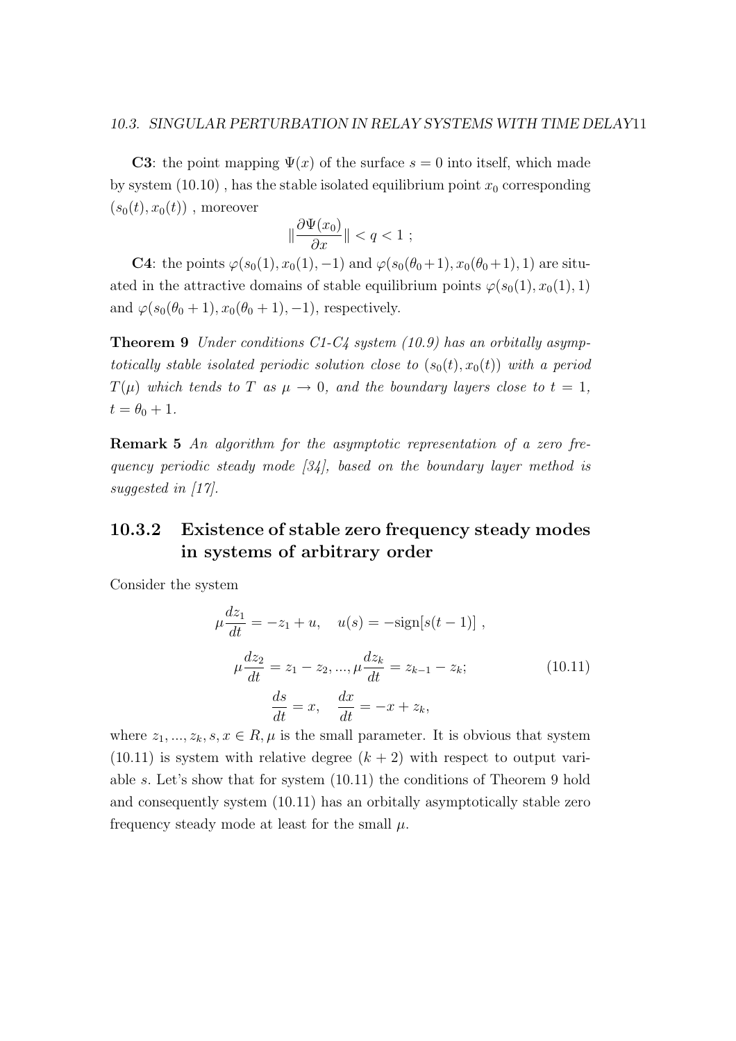**C3**: the point mapping $\Psi(x)$ of the surface $s = 0$ into itself, which made by system (10.10) , has the stable isolated equilibrium point $x_0$ corresponding $(s_0(t), x_0(t))$ , moreover

$$\|\frac{\partial \Psi(x_0)}{\partial x}\| < q < 1 \ ;$$

**C4**: the points $\varphi(s_0(1), x_0(1), -1)$ and $\varphi(s_0(\theta_0+1), x_0(\theta_0+1), 1)$ are situated in the attractive domains of stable equilibrium points $\varphi(s_0(1), x_0(1), 1)$ and $\varphi(s_0(\theta_0 + 1), x_0(\theta_0 + 1), -1)$, respectively.

**Theorem 9** *Under conditions C1-C4 system (10.9) has an orbitally asymptotically stable isolated periodic solution close to $(s_0(t), x_0(t))$ with a period $T(\mu)$ which tends to $T$ as $\mu \to 0$, and the boundary layers close to $t = 1$, $t = \theta_0 + 1$.*

**Remark 5** *An algorithm for the asymptotic representation of a zero frequency periodic steady mode [34], based on the boundary layer method is suggested in [17].*

### 10.3.2 Existence of stable zero frequency steady modes in systems of arbitrary order

Consider the system

$$\mu\frac{dz_1}{dt} = -z_1 + u, \quad u(s) = -\text{sign}[s(t-1)] \ ,$$
$$\mu\frac{dz_2}{dt} = z_1 - z_2, ..., \mu\frac{dz_k}{dt} = z_{k-1} - z_k; \tag{10.11}$$
$$\frac{ds}{dt} = x, \quad \frac{dx}{dt} = -x + z_k,$$

where $z_1, ..., z_k, s, x \in R, \mu$ is the small parameter. It is obvious that system (10.11) is system with relative degree $(k + 2)$ with respect to output variable $s$. Let's show that for system (10.11) the conditions of Theorem 9 hold and consequently system (10.11) has an orbitally asymptotically stable zero frequency steady mode at least for the small $\mu$.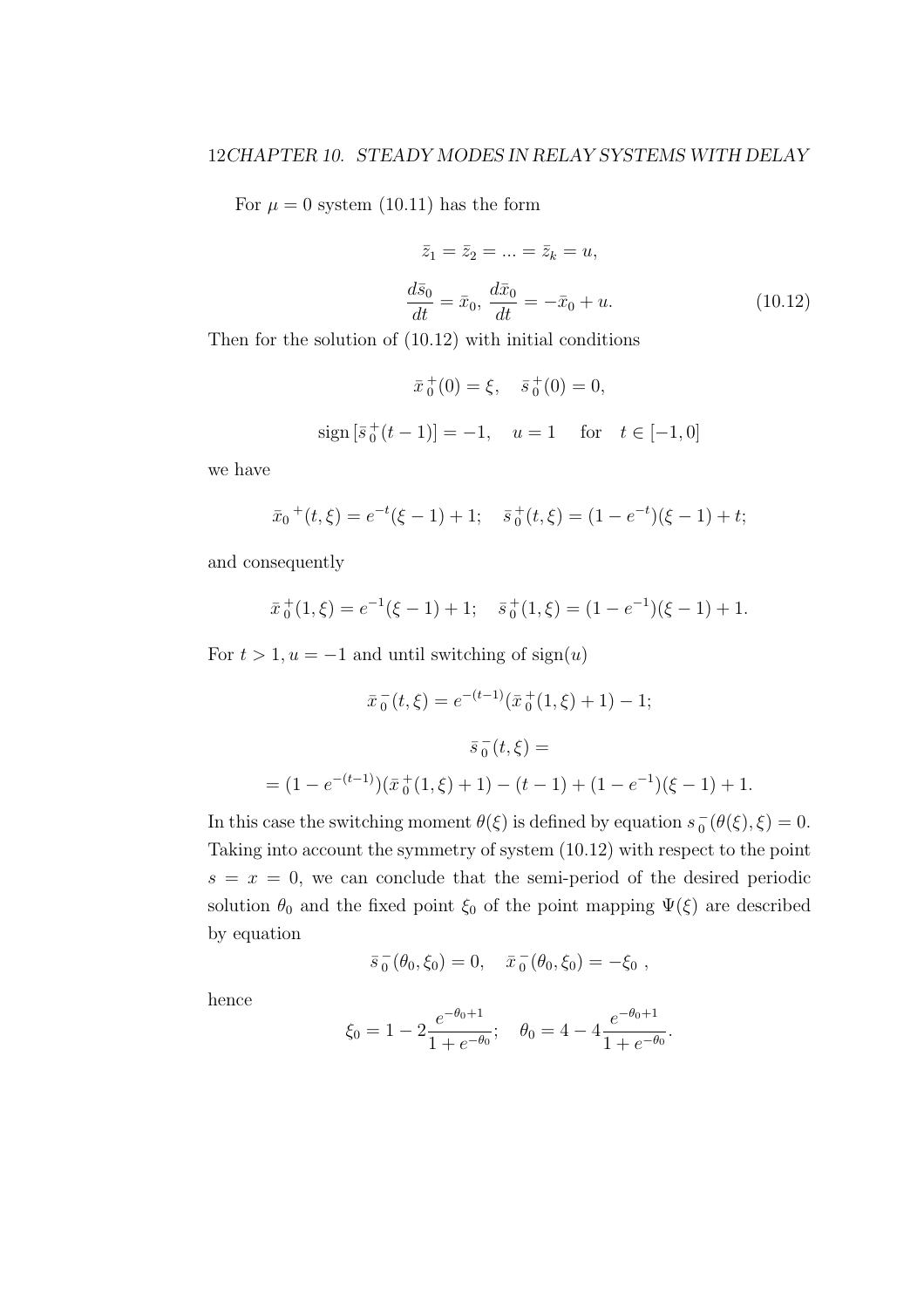For $\mu = 0$ system (10.11) has the form

$$\bar{z}_1 = \bar{z}_2 = ... = \bar{z}_k = u,$$

$$\frac{d\bar{s}_0}{dt} = \bar{x}_0, \; \frac{d\bar{x}_0}{dt} = -\bar{x}_0 + u. \tag{10.12}$$

Then for the solution of (10.12) with initial conditions

$$\bar{x}_0^{\,+}(0) = \xi, \quad \bar{s}_0^{\,+}(0) = 0,$$

$$\mathrm{sign}\,[\bar{s}_0^{\,+}(t-1)] = -1, \quad u = 1 \quad \text{ for } \quad t \in [-1, 0]$$

we have

$$\bar{x}_0^{\,+}(t,\xi) = e^{-t}(\xi - 1) + 1; \quad \bar{s}_0^{\,+}(t,\xi) = (1 - e^{-t})(\xi - 1) + t;$$

and consequently

$$\bar{x}_0^{\,+}(1,\xi) = e^{-1}(\xi - 1) + 1; \quad \bar{s}_0^{\,+}(1,\xi) = (1 - e^{-1})(\xi - 1) + 1.$$

For $t > 1, u = -1$ and until switching of $\mathrm{sign}(u)$

$$\bar{x}_0^{\,-}(t,\xi) = e^{-(t-1)}(\bar{x}_0^{\,+}(1,\xi) + 1) - 1;$$

$$\bar{s}_0^{\,-}(t,\xi) =$$

$$= (1 - e^{-(t-1)})(\bar{x}_0^{\,+}(1,\xi) + 1) - (t-1) + (1 - e^{-1})(\xi - 1) + 1.$$

In this case the switching moment $\theta(\xi)$ is defined by equation $s_0^{\,-}(\theta(\xi),\xi) = 0$. Taking into account the symmetry of system (10.12) with respect to the point $s = x = 0$, we can conclude that the semi-period of the desired periodic solution $\theta_0$ and the fixed point $\xi_0$ of the point mapping $\Psi(\xi)$ are described by equation

$$\bar{s}_0^{\,-}(\theta_0, \xi_0) = 0, \quad \bar{x}_0^{\,-}(\theta_0, \xi_0) = -\xi_0 \,,$$

hence

$$\xi_0 = 1 - 2\frac{e^{-\theta_0 + 1}}{1 + e^{-\theta_0}}; \quad \theta_0 = 4 - 4\frac{e^{-\theta_0 + 1}}{1 + e^{-\theta_0}}.$$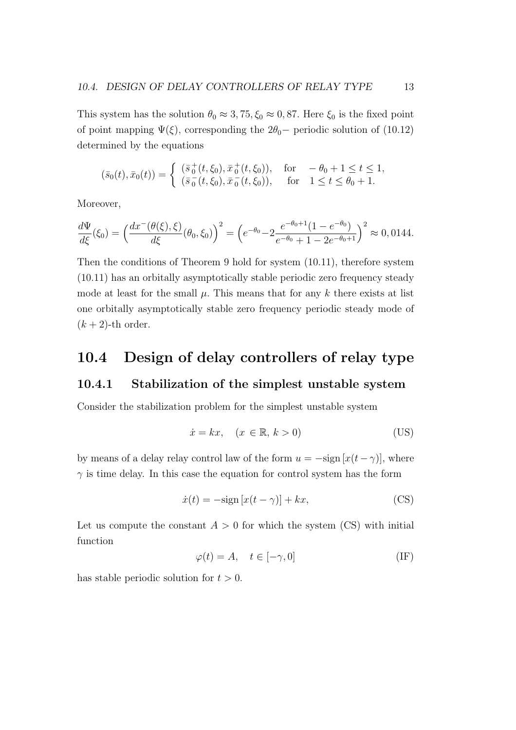This system has the solution $\theta_0 \approx 3,75, \xi_0 \approx 0,87$. Here $\xi_0$ is the fixed point of point mapping $\Psi(\xi)$, corresponding the $2\theta_0-$ periodic solution of (10.12) determined by the equations

$$(\bar{s}_0(t), \bar{x}_0(t)) = \begin{cases} (\bar{s}_0^{\,+}(t,\xi_0), \bar{x}_0^{\,+}(t,\xi_0)), & \text{for} \quad -\theta_0 + 1 \le t \le 1, \\ (\bar{s}_0^{\,-}(t,\xi_0), \bar{x}_0^{\,-}(t,\xi_0)), & \text{for} \quad 1 \le t \le \theta_0 + 1. \end{cases}$$

Moreover,

$$\frac{d\Psi}{d\xi}(\xi_0) = \Big(\frac{dx^-(\theta(\xi),\xi)}{d\xi}(\theta_0,\xi_0)\Big)^2 = \Big(e^{-\theta_0} - 2\frac{e^{-\theta_0+1}(1-e^{-\theta_0})}{e^{-\theta_0}+1-2e^{-\theta_0+1}}\Big)^2 \approx 0,0144.$$

Then the conditions of Theorem 9 hold for system (10.11), therefore system (10.11) has an orbitally asymptotically stable periodic zero frequency steady mode at least for the small $\mu$. This means that for any $k$ there exists at list one orbitally asymptotically stable zero frequency periodic steady mode of $(k+2)$-th order.

## 10.4 Design of delay controllers of relay type

### 10.4.1 Stabilization of the simplest unstable system

Consider the stabilization problem for the simplest unstable system

$$\dot{x} = kx, \quad (x \in \mathbb{R},\, k > 0) \tag{US}$$

by means of a delay relay control law of the form $u = -\text{sign}\,[x(t-\gamma)]$, where $\gamma$ is time delay. In this case the equation for control system has the form

$$\dot{x}(t) = -\text{sign}\,[x(t-\gamma)] + kx, \tag{CS}$$

Let us compute the constant $A > 0$ for which the system (CS) with initial function

$$\varphi(t) = A, \quad t \in [-\gamma, 0] \tag{IF}$$

has stable periodic solution for $t > 0$.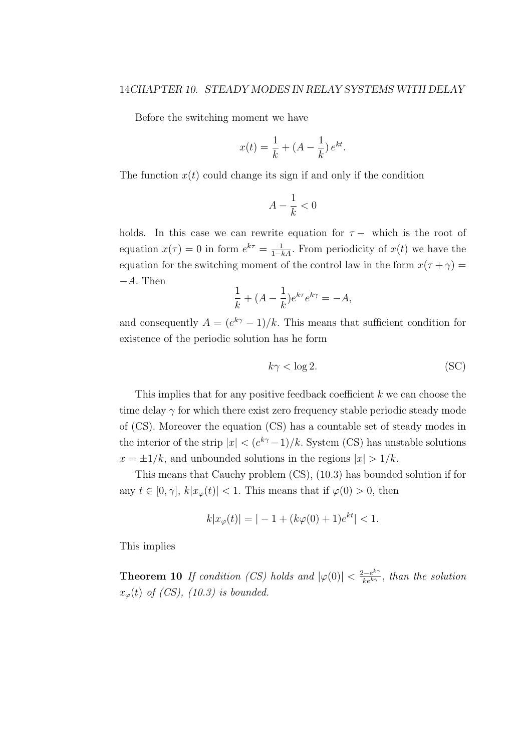Before the switching moment we have

$$x(t) = \frac{1}{k} + (A - \frac{1}{k})\, e^{kt}.$$

The function $x(t)$ could change its sign if and only if the condition

$$A - \frac{1}{k} < 0$$

holds. In this case we can rewrite equation for $\tau -$ which is the root of equation $x(\tau) = 0$ in form $e^{k\tau} = \frac{1}{1-kA}$. From periodicity of $x(t)$ we have the equation for the switching moment of the control law in the form $x(\tau + \gamma) = -A$. Then

$$\frac{1}{k} + (A - \frac{1}{k})e^{k\tau}e^{k\gamma} = -A,$$

and consequently $A = (e^{k\gamma} - 1)/k$. This means that sufficient condition for existence of the periodic solution has he form

$$k\gamma < \log 2. \tag{SC}$$

This implies that for any positive feedback coefficient $k$ we can choose the time delay $\gamma$ for which there exist zero frequency stable periodic steady mode of (CS). Moreover the equation (CS) has a countable set of steady modes in the interior of the strip $|x| < (e^{k\gamma} - 1)/k$. System (CS) has unstable solutions $x = \pm 1/k$, and unbounded solutions in the regions $|x| > 1/k$.

This means that Cauchy problem (CS), (10.3) has bounded solution if for any $t \in [0, \gamma]$, $k|x_\varphi(t)| < 1$. This means that if $\varphi(0) > 0$, then

$$k|x_\varphi(t)| = |-1 + (k\varphi(0) + 1)e^{kt}| < 1.$$

This implies

**Theorem 10** *If condition (CS) holds and* $|\varphi(0)| < \frac{2-e^{k\gamma}}{ke^{k\gamma}}$, *than the solution* $x_\varphi(t)$ *of (CS), (10.3) is bounded.*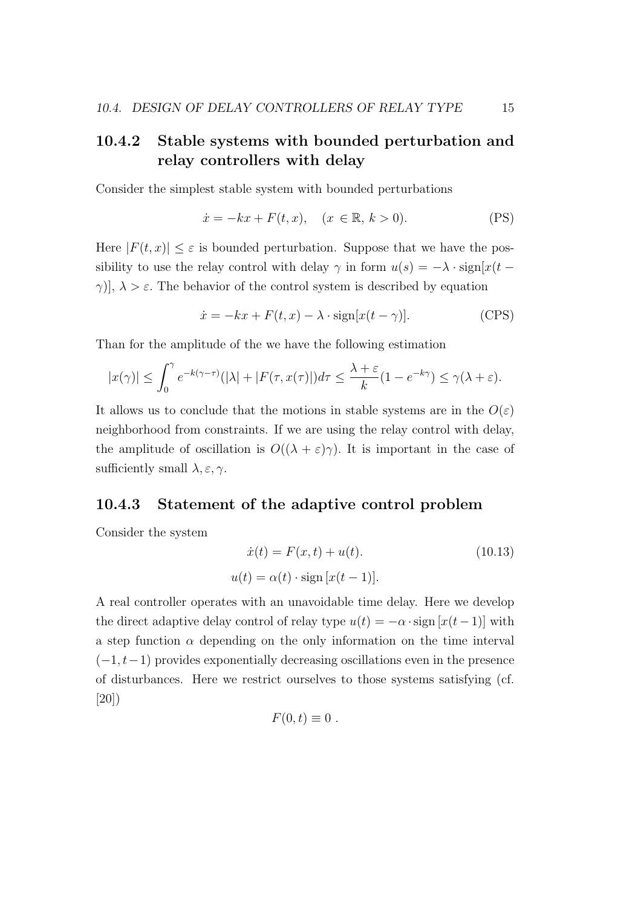### 10.4.2 Stable systems with bounded perturbation and relay controllers with delay

Consider the simplest stable system with bounded perturbations

$$\dot{x} = -kx + F(t,x), \quad (x \in \mathbb{R},\, k > 0). \tag{PS}$$

Here $|F(t,x)| \le \varepsilon$ is bounded perturbation. Suppose that we have the possibility to use the relay control with delay $\gamma$ in form $u(s) = -\lambda \cdot \text{sign}[x(t-\gamma)]$, $\lambda > \varepsilon$. The behavior of the control system is described by equation

$$\dot{x} = -kx + F(t,x) - \lambda \cdot \text{sign}[x(t-\gamma)]. \tag{CPS}$$

Than for the amplitude of the we have the following estimation

$$|x(\gamma)| \le \int_0^\gamma e^{-k(\gamma-\tau)}(|\lambda| + |F(\tau, x(\tau))|)d\tau \le \frac{\lambda+\varepsilon}{k}(1-e^{-k\gamma}) \le \gamma(\lambda+\varepsilon).$$

It allows us to conclude that the motions in stable systems are in the $O(\varepsilon)$ neighborhood from constraints. If we are using the relay control with delay, the amplitude of oscillation is $O((\lambda+\varepsilon)\gamma)$. It is important in the case of sufficiently small $\lambda, \varepsilon, \gamma$.

### 10.4.3 Statement of the adaptive control problem

Consider the system

$$\dot{x}(t) = F(x,t) + u(t). \tag{10.13}$$

$$u(t) = \alpha(t) \cdot \text{sign}\,[x(t-1)].$$

A real controller operates with an unavoidable time delay. Here we develop the direct adaptive delay control of relay type $u(t) = -\alpha \cdot \text{sign}\,[x(t-1)]$ with a step function $\alpha$ depending on the only information on the time interval $(-1, t-1)$ provides exponentially decreasing oscillations even in the presence of disturbances. Here we restrict ourselves to those systems satisfying (cf. [20])

$$F(0,t) \equiv 0\ .$$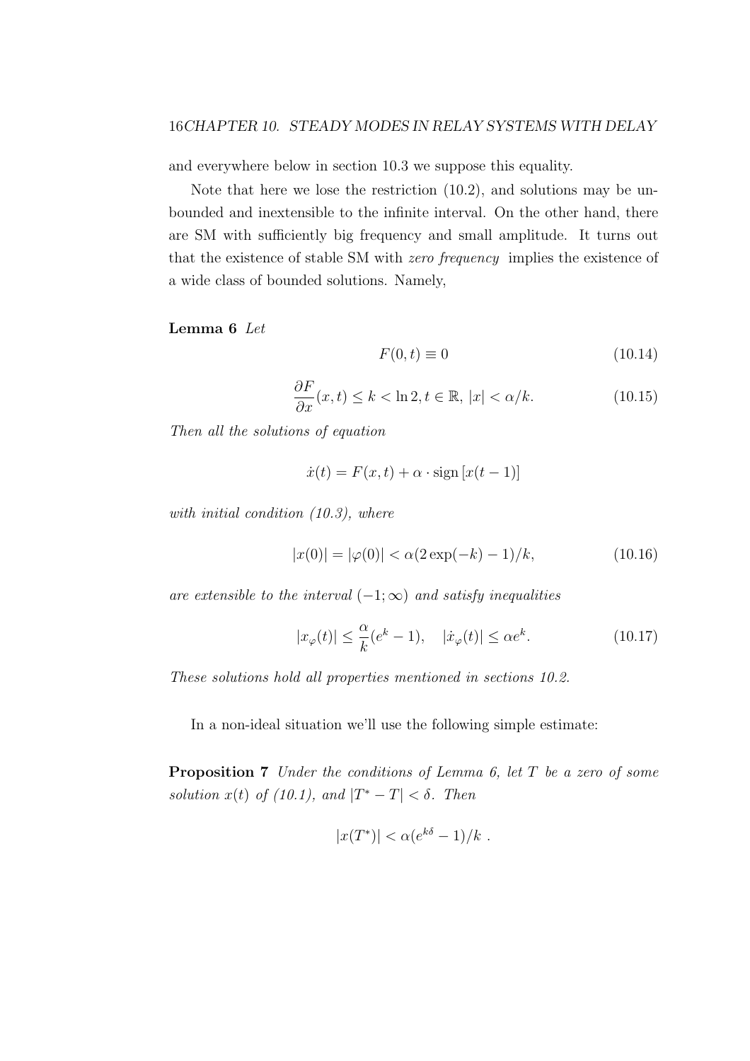and everywhere below in section 10.3 we suppose this equality.

Note that here we lose the restriction (10.2), and solutions may be unbounded and inextensible to the infinite interval. On the other hand, there are SM with sufficiently big frequency and small amplitude. It turns out that the existence of stable SM with *zero frequency* implies the existence of a wide class of bounded solutions. Namely,

**Lemma 6** *Let*

$$F(0,t) \equiv 0 \tag{10.14}$$

$$\frac{\partial F}{\partial x}(x,t) \leq k < \ln 2, t \in \mathbb{R},\ |x| < \alpha/k. \tag{10.15}$$

*Then all the solutions of equation*

$$\dot{x}(t) = F(x,t) + \alpha \cdot \operatorname{sign}\left[x(t-1)\right]$$

*with initial condition (10.3), where*

$$|x(0)| = |\varphi(0)| < \alpha(2\exp(-k) - 1)/k, \tag{10.16}$$

*are extensible to the interval $(-1;\infty)$ and satisfy inequalities*

$$|x_\varphi(t)| \leq \frac{\alpha}{k}(e^k - 1), \quad |\dot{x}_\varphi(t)| \leq \alpha e^k. \tag{10.17}$$

*These solutions hold all properties mentioned in sections 10.2.*

In a non-ideal situation we'll use the following simple estimate:

**Proposition 7** *Under the conditions of Lemma 6, let $T$ be a zero of some solution $x(t)$ of (10.1), and $|T^* - T| < \delta$. Then*

$$|x(T^*)| < \alpha(e^{k\delta} - 1)/k\ .$$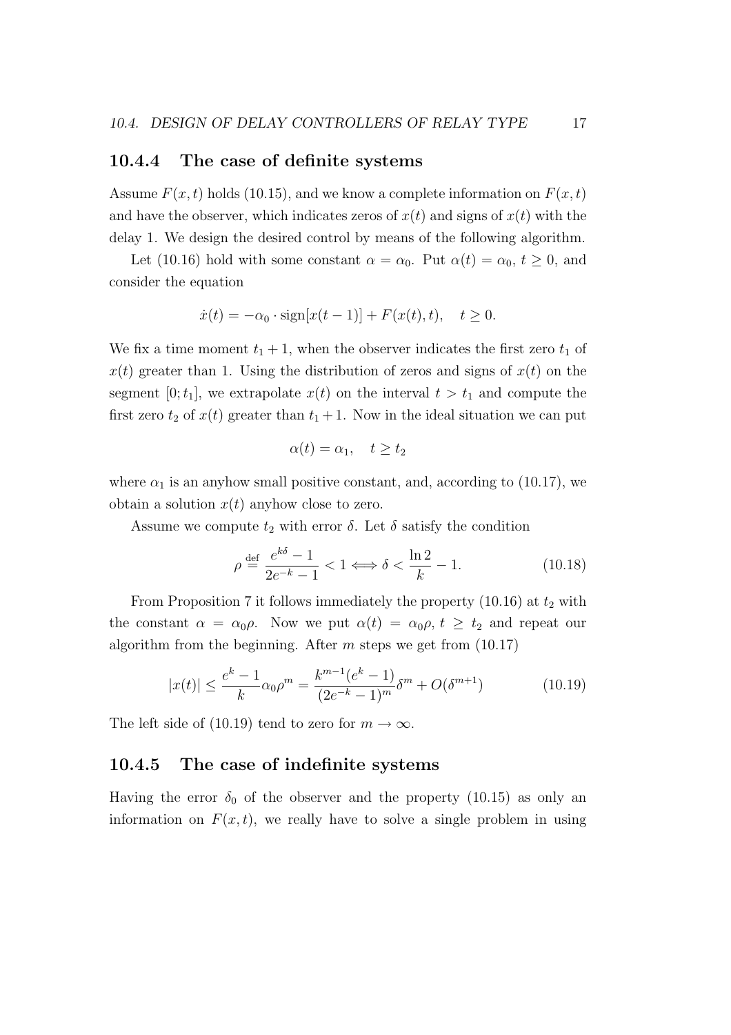### 10.4.4 The case of definite systems

Assume $F(x,t)$ holds (10.15), and we know a complete information on $F(x,t)$ and have the observer, which indicates zeros of $x(t)$ and signs of $x(t)$ with the delay 1. We design the desired control by means of the following algorithm.

Let (10.16) hold with some constant $\alpha = \alpha_0$. Put $\alpha(t) = \alpha_0$, $t \geq 0$, and consider the equation

$$\dot{x}(t) = -\alpha_0 \cdot \text{sign}[x(t-1)] + F(x(t),t), \quad t \geq 0.$$

We fix a time moment $t_1 + 1$, when the observer indicates the first zero $t_1$ of $x(t)$ greater than 1. Using the distribution of zeros and signs of $x(t)$ on the segment $[0; t_1]$, we extrapolate $x(t)$ on the interval $t > t_1$ and compute the first zero $t_2$ of $x(t)$ greater than $t_1 + 1$. Now in the ideal situation we can put

$$\alpha(t) = \alpha_1, \quad t \geq t_2$$

where $\alpha_1$ is an anyhow small positive constant, and, according to (10.17), we obtain a solution $x(t)$ anyhow close to zero.

Assume we compute $t_2$ with error $\delta$. Let $\delta$ satisfy the condition

$$\rho \stackrel{\text{def}}{=} \frac{e^{k\delta} - 1}{2e^{-k} - 1} < 1 \Longleftrightarrow \delta < \frac{\ln 2}{k} - 1. \tag{10.18}$$

From Proposition 7 it follows immediately the property (10.16) at $t_2$ with the constant $\alpha = \alpha_0 \rho$. Now we put $\alpha(t) = \alpha_0 \rho$, $t \geq t_2$ and repeat our algorithm from the beginning. After $m$ steps we get from (10.17)

$$|x(t)| \leq \frac{e^k - 1}{k} \alpha_0 \rho^m = \frac{k^{m-1}(e^k - 1)}{(2e^{-k} - 1)^m} \delta^m + O(\delta^{m+1}) \tag{10.19}$$

The left side of (10.19) tend to zero for $m \to \infty$.

### 10.4.5 The case of indefinite systems

Having the error $\delta_0$ of the observer and the property (10.15) as only an information on $F(x,t)$, we really have to solve a single problem in using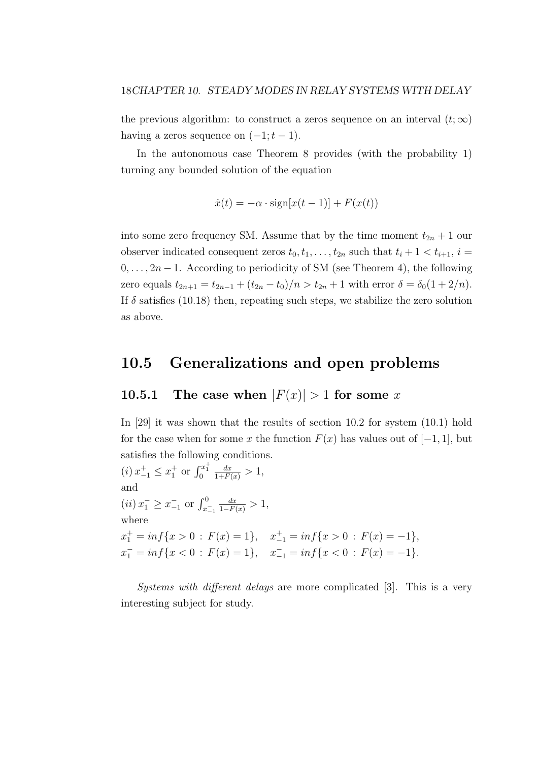the previous algorithm: to construct a zeros sequence on an interval $(t;\infty)$ having a zeros sequence on $(-1;t-1)$.

In the autonomous case Theorem 8 provides (with the probability 1) turning any bounded solution of the equation

$$\dot{x}(t) = -\alpha \cdot \text{sign}[x(t-1)] + F(x(t))$$

into some zero frequency SM. Assume that by the time moment $t_{2n}+1$ our observer indicated consequent zeros $t_0, t_1, \ldots, t_{2n}$ such that $t_i + 1 < t_{i+1}$, $i = 0, \ldots, 2n-1$. According to periodicity of SM (see Theorem 4), the following zero equals $t_{2n+1} = t_{2n-1} + (t_{2n} - t_0)/n > t_{2n} + 1$ with error $\delta = \delta_0(1 + 2/n)$. If $\delta$ satisfies (10.18) then, repeating such steps, we stabilize the zero solution as above.

## 10.5 Generalizations and open problems

### 10.5.1 The case when $|F(x)| > 1$ for some $x$

In [29] it was shown that the results of section 10.2 for system (10.1) hold for the case when for some $x$ the function $F(x)$ has values out of $[-1,1]$, but satisfies the following conditions.

$(i)\, x_{-1}^{+} \le x_1^{+}$ or $\int_0^{x_1^+} \frac{dx}{1+F(x)} > 1$,

and

$(ii)\, x_1^{-} \ge x_{-1}^{-}$ or $\int_{x_{-1}^-}^{0} \frac{dx}{1-F(x)} > 1$,

where

$x_1^+ = inf\{x > 0 \,:\, F(x) = 1\}, \quad x_{-1}^+ = inf\{x > 0 \,:\, F(x) = -1\},$

$x_1^- = inf\{x < 0 \,:\, F(x) = 1\}, \quad x_{-1}^- = inf\{x < 0 \,:\, F(x) = -1\}.$

*Systems with different delays* are more complicated [3]. This is a very interesting subject for study.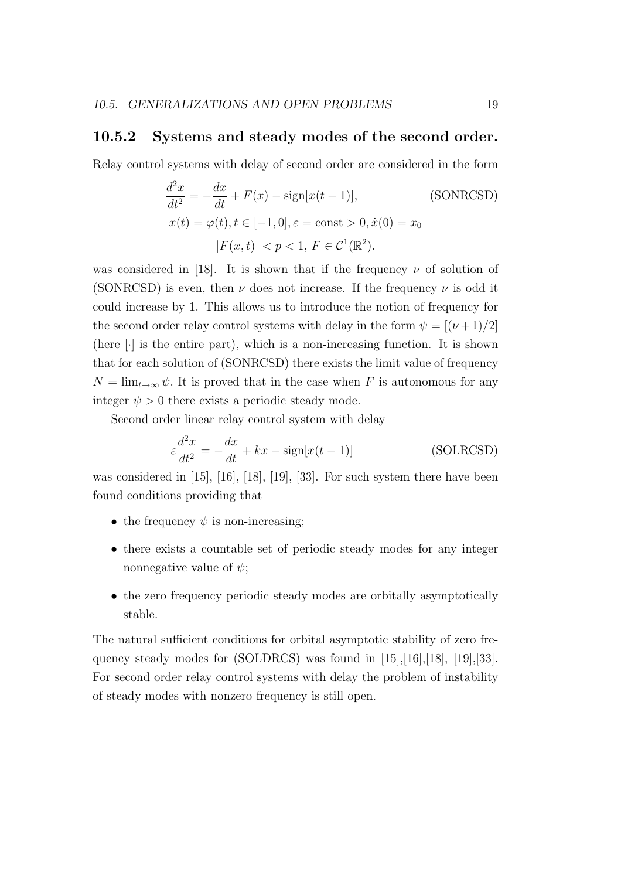### 10.5.2 Systems and steady modes of the second order.

Relay control systems with delay of second order are considered in the form

$$\frac{d^2x}{dt^2} = -\frac{dx}{dt} + F(x) - \text{sign}[x(t-1)], \qquad \text{(SONRCSD)}$$

$$x(t) = \varphi(t), t \in [-1, 0], \varepsilon = \text{const} > 0, \dot{x}(0) = x_0$$

$$|F(x,t)| < p < 1, \; F \in \mathcal{C}^1(\mathbb{R}^2).$$

was considered in [18]. It is shown that if the frequency $\nu$ of solution of (SONRCSD) is even, then $\nu$ does not increase. If the frequency $\nu$ is odd it could increase by 1. This allows us to introduce the notion of frequency for the second order relay control systems with delay in the form $\psi = [(\nu+1)/2]$ (here $[\cdot]$ is the entire part), which is a non-increasing function. It is shown that for each solution of (SONRCSD) there exists the limit value of frequency $N = \lim_{t\to\infty} \psi$. It is proved that in the case when $F$ is autonomous for any integer $\psi > 0$ there exists a periodic steady mode.

Second order linear relay control system with delay

$$\varepsilon\frac{d^2x}{dt^2} = -\frac{dx}{dt} + kx - \text{sign}[x(t-1)] \qquad \text{(SOLRCSD)}$$

was considered in [15], [16], [18], [19], [33]. For such system there have been found conditions providing that

- the frequency $\psi$ is non-increasing;
- there exists a countable set of periodic steady modes for any integer nonnegative value of $\psi$;
- the zero frequency periodic steady modes are orbitally asymptotically stable.

The natural sufficient conditions for orbital asymptotic stability of zero frequency steady modes for (SOLDRCS) was found in [15],[16],[18], [19],[33]. For second order relay control systems with delay the problem of instability of steady modes with nonzero frequency is still open.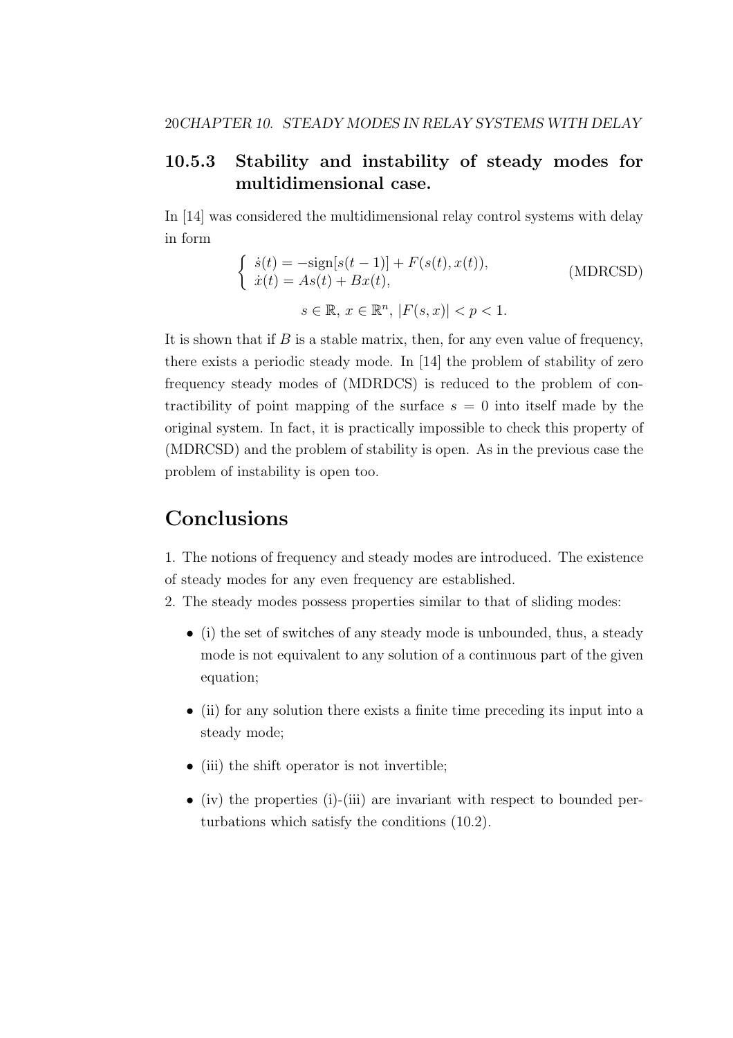### 10.5.3 Stability and instability of steady modes for multidimensional case.

In [14] was considered the multidimensional relay control systems with delay in form

$$\begin{cases} \dot{s}(t) = -\text{sign}[s(t-1)] + F(s(t), x(t)), \\ \dot{x}(t) = As(t) + Bx(t), \end{cases} \tag{MDRCSD}$$

$$s \in \mathbb{R},\, x \in \mathbb{R}^n,\, |F(s,x)| < p < 1.$$

It is shown that if $B$ is a stable matrix, then, for any even value of frequency, there exists a periodic steady mode. In [14] the problem of stability of zero frequency steady modes of (MDRDCS) is reduced to the problem of contractibility of point mapping of the surface $s = 0$ into itself made by the original system. In fact, it is practically impossible to check this property of (MDRCSD) and the problem of stability is open. As in the previous case the problem of instability is open too.

## Conclusions

1. The notions of frequency and steady modes are introduced. The existence of steady modes for any even frequency are established.
2. The steady modes possess properties similar to that of sliding modes:

- (i) the set of switches of any steady mode is unbounded, thus, a steady mode is not equivalent to any solution of a continuous part of the given equation;
- (ii) for any solution there exists a finite time preceding its input into a steady mode;
- (iii) the shift operator is not invertible;
- (iv) the properties (i)-(iii) are invariant with respect to bounded perturbations which satisfy the conditions (10.2).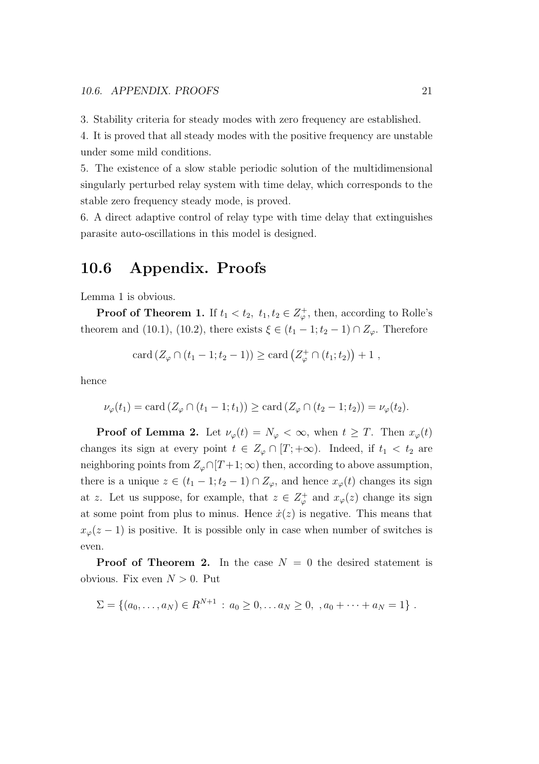3. Stability criteria for steady modes with zero frequency are established.

4. It is proved that all steady modes with the positive frequency are unstable under some mild conditions.

5. The existence of a slow stable periodic solution of the multidimensional singularly perturbed relay system with time delay, which corresponds to the stable zero frequency steady mode, is proved.

6. A direct adaptive control of relay type with time delay that extinguishes parasite auto-oscillations in this model is designed.

## 10.6 Appendix. Proofs

Lemma 1 is obvious.

**Proof of Theorem 1.** If $t_1 < t_2,\ t_1, t_2 \in Z_\varphi^+$, then, according to Rolle's theorem and (10.1), (10.2), there exists $\xi \in (t_1 - 1; t_2 - 1) \cap Z_\varphi$. Therefore

$$\operatorname{card}\left(Z_\varphi \cap (t_1 - 1; t_2 - 1)\right) \geq \operatorname{card}\left(Z_\varphi^+ \cap (t_1; t_2)\right) + 1 \ ,$$

hence

$$\nu_\varphi(t_1) = \operatorname{card}\left(Z_\varphi \cap (t_1 - 1; t_1)\right) \geq \operatorname{card}\left(Z_\varphi \cap (t_2 - 1; t_2)\right) = \nu_\varphi(t_2).$$

**Proof of Lemma 2.** Let $\nu_\varphi(t) = N_\varphi < \infty$, when $t \geq T$. Then $x_\varphi(t)$ changes its sign at every point $t \in Z_\varphi \cap [T; +\infty)$. Indeed, if $t_1 < t_2$ are neighboring points from $Z_\varphi \cap [T+1; \infty)$ then, according to above assumption, there is a unique $z \in (t_1 - 1; t_2 - 1) \cap Z_\varphi$, and hence $x_\varphi(t)$ changes its sign at $z$. Let us suppose, for example, that $z \in Z_\varphi^+$ and $x_\varphi(z)$ change its sign at some point from plus to minus. Hence $\dot{x}(z)$ is negative. This means that $x_\varphi(z-1)$ is positive. It is possible only in case when number of switches is even.

**Proof of Theorem 2.** In the case $N = 0$ the desired statement is obvious. Fix even $N > 0$. Put

$$\Sigma = \left\{(a_0, \ldots, a_N) \in R^{N+1} \,:\, a_0 \geq 0, \ldots a_N \geq 0, \ , a_0 + \cdots + a_N = 1\right\} .$$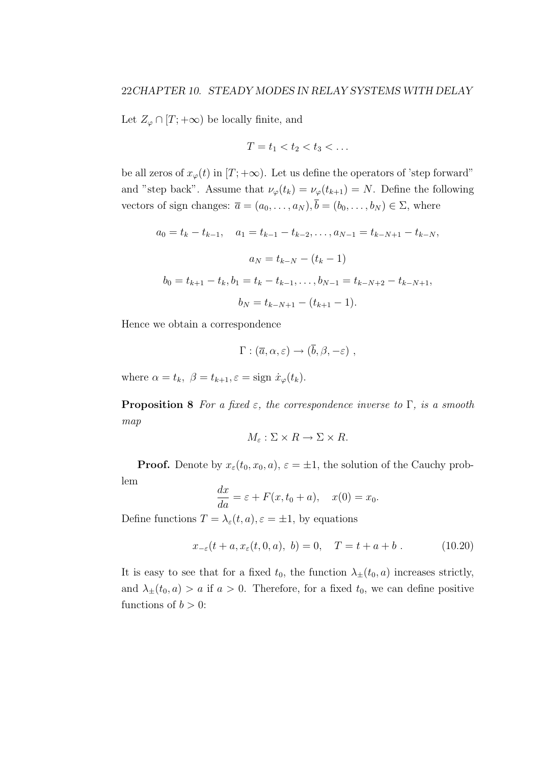Let $Z_\varphi \cap [T; +\infty)$ be locally finite, and

$$T = t_1 < t_2 < t_3 < \dots$$

be all zeros of $x_\varphi(t)$ in $[T; +\infty)$. Let us define the operators of 'step forward" and "step back". Assume that $\nu_\varphi(t_k) = \nu_\varphi(t_{k+1}) = N$. Define the following vectors of sign changes: $\overline{a} = (a_0, \dots, a_N), \overline{b} = (b_0, \dots, b_N) \in \Sigma$, where

$$a_0 = t_k - t_{k-1}, \quad a_1 = t_{k-1} - t_{k-2}, \dots, a_{N-1} = t_{k-N+1} - t_{k-N},$$

$$a_N = t_{k-N} - (t_k - 1)$$

$$b_0 = t_{k+1} - t_k, b_1 = t_k - t_{k-1}, \dots, b_{N-1} = t_{k-N+2} - t_{k-N+1},$$

$$b_N = t_{k-N+1} - (t_{k+1} - 1).$$

Hence we obtain a correspondence

$$\Gamma : (\overline{a}, \alpha, \varepsilon) \to (\overline{b}, \beta, -\varepsilon) \ ,$$

where $\alpha = t_k, \ \beta = t_{k+1}, \varepsilon = \text{sign } \dot{x}_\varphi(t_k)$.

**Proposition 8** *For a fixed $\varepsilon$, the correspondence inverse to $\Gamma$, is a smooth map*

$$M_\varepsilon : \Sigma \times R \to \Sigma \times R.$$

**Proof.** Denote by $x_\varepsilon(t_0, x_0, a)$, $\varepsilon = \pm 1$, the solution of the Cauchy problem

$$\frac{dx}{da} = \varepsilon + F(x, t_0 + a), \quad x(0) = x_0.$$

Define functions $T = \lambda_\varepsilon(t, a), \varepsilon = \pm 1$, by equations

$$x_{-\varepsilon}(t + a, x_\varepsilon(t, 0, a), \ b) = 0, \quad T = t + a + b \ . \tag{10.20}$$

It is easy to see that for a fixed $t_0$, the function $\lambda_\pm(t_0, a)$ increases strictly, and $\lambda_\pm(t_0, a) > a$ if $a > 0$. Therefore, for a fixed $t_0$, we can define positive functions of $b > 0$: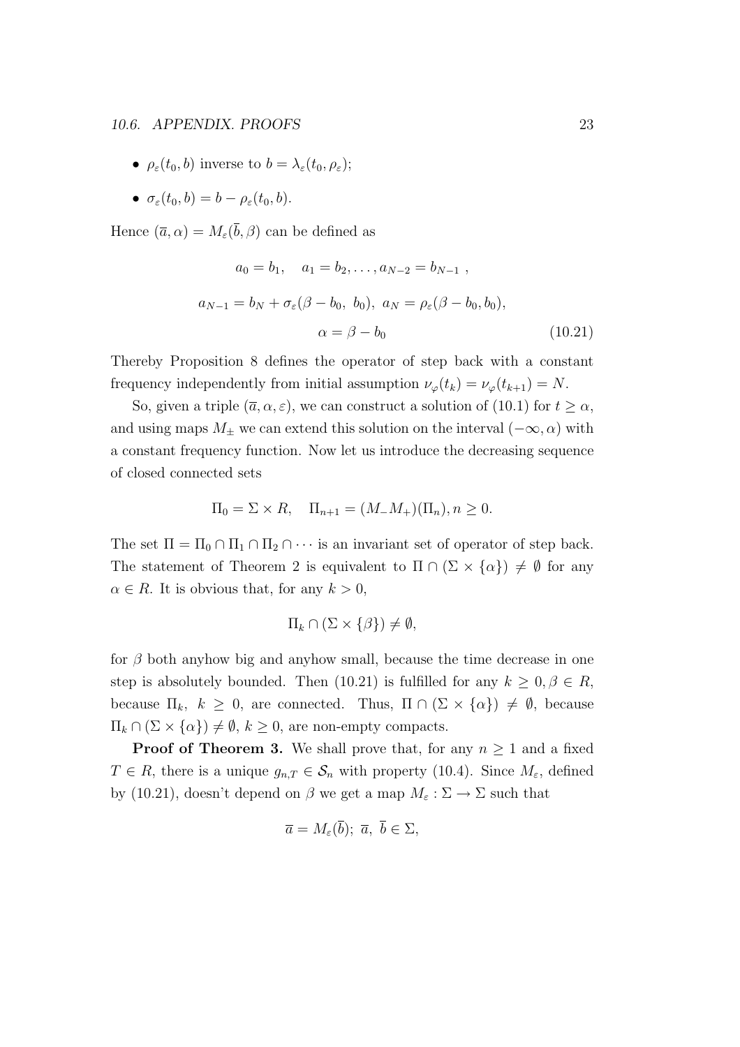- $\rho_\varepsilon(t_0, b)$ inverse to $b = \lambda_\varepsilon(t_0, \rho_\varepsilon)$;
- $\sigma_\varepsilon(t_0, b) = b - \rho_\varepsilon(t_0, b)$.

Hence $(\overline{a}, \alpha) = M_\varepsilon(\overline{b}, \beta)$ can be defined as

$$a_0 = b_1, \quad a_1 = b_2, \ldots, a_{N-2} = b_{N-1} \ ,$$

$$a_{N-1} = b_N + \sigma_\varepsilon(\beta - b_0, \ b_0), \ a_N = \rho_\varepsilon(\beta - b_0, b_0),$$

$$\alpha = \beta - b_0 \tag{10.21}$$

Thereby Proposition 8 defines the operator of step back with a constant frequency independently from initial assumption $\nu_\varphi(t_k) = \nu_\varphi(t_{k+1}) = N$.

So, given a triple $(\overline{a}, \alpha, \varepsilon)$, we can construct a solution of (10.1) for $t \geq \alpha$, and using maps $M_\pm$ we can extend this solution on the interval $(-\infty, \alpha)$ with a constant frequency function. Now let us introduce the decreasing sequence of closed connected sets

$$\Pi_0 = \Sigma \times R, \quad \Pi_{n+1} = (M_- M_+)(\Pi_n), n \geq 0.$$

The set $\Pi = \Pi_0 \cap \Pi_1 \cap \Pi_2 \cap \cdots$ is an invariant set of operator of step back. The statement of Theorem 2 is equivalent to $\Pi \cap (\Sigma \times \{\alpha\}) \neq \emptyset$ for any $\alpha \in R$. It is obvious that, for any $k > 0$,

$$\Pi_k \cap (\Sigma \times \{\beta\}) \neq \emptyset,$$

for $\beta$ both anyhow big and anyhow small, because the time decrease in one step is absolutely bounded. Then (10.21) is fulfilled for any $k \geq 0, \beta \in R$, because $\Pi_k$, $k \geq 0$, are connected. Thus, $\Pi \cap (\Sigma \times \{\alpha\}) \neq \emptyset$, because $\Pi_k \cap (\Sigma \times \{\alpha\}) \neq \emptyset$, $k \geq 0$, are non-empty compacts.

**Proof of Theorem 3.** We shall prove that, for any $n \geq 1$ and a fixed $T \in R$, there is a unique $g_{n,T} \in \mathcal{S}_n$ with property (10.4). Since $M_\varepsilon$, defined by (10.21), doesn't depend on $\beta$ we get a map $M_\varepsilon : \Sigma \to \Sigma$ such that

$$\overline{a} = M_\varepsilon(\overline{b}); \ \overline{a}, \ \overline{b} \in \Sigma,$$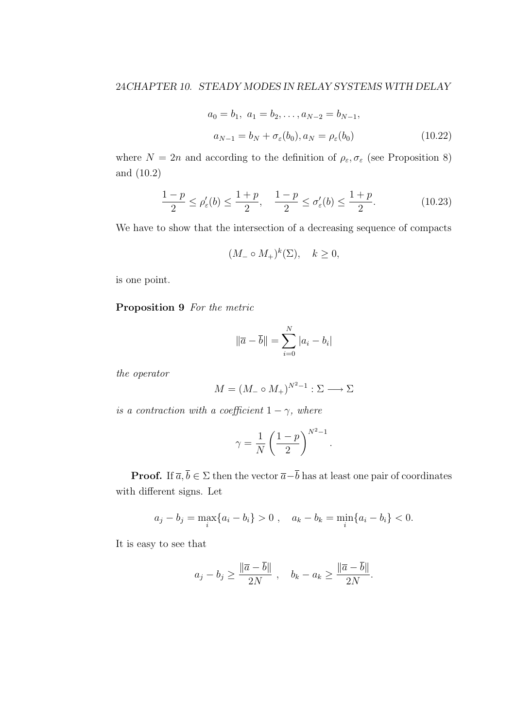$$a_0 = b_1,\ a_1 = b_2, \ldots, a_{N-2} = b_{N-1},$$

$$a_{N-1} = b_N + \sigma_\varepsilon(b_0), a_N = \rho_\varepsilon(b_0) \tag{10.22}$$

where $N = 2n$ and according to the definition of $\rho_\varepsilon, \sigma_\varepsilon$ (see Proposition 8) and (10.2)

$$\frac{1-p}{2} \le \rho'_\varepsilon(b) \le \frac{1+p}{2}, \quad \frac{1-p}{2} \le \sigma'_\varepsilon(b) \le \frac{1+p}{2}. \tag{10.23}$$

We have to show that the intersection of a decreasing sequence of compacts

$$(M_- \circ M_+)^k(\Sigma), \quad k \ge 0,$$

is one point.

**Proposition 9** *For the metric*

$$\|\overline{a} - \overline{b}\| = \sum_{i=0}^{N} |a_i - b_i|$$

*the operator*

$$M = (M_- \circ M_+)^{N^2-1} : \Sigma \longrightarrow \Sigma$$

*is a contraction with a coefficient* $1 - \gamma$*, where*

$$\gamma = \frac{1}{N}\left(\frac{1-p}{2}\right)^{N^2-1}.$$

**Proof.** If $\overline{a}, \overline{b} \in \Sigma$ then the vector $\overline{a} - \overline{b}$ has at least one pair of coordinates with different signs. Let

$$a_j - b_j = \max_i\{a_i - b_i\} > 0\ , \quad a_k - b_k = \min_i\{a_i - b_i\} < 0.$$

It is easy to see that

$$a_j - b_j \ge \frac{\|\overline{a} - \overline{b}\|}{2N}\ , \quad b_k - a_k \ge \frac{\|\overline{a} - \overline{b}\|}{2N}.$$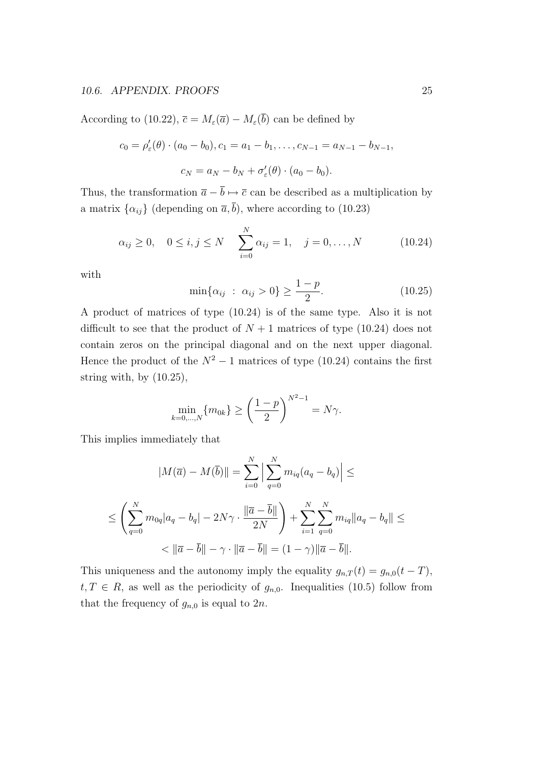According to (10.22), $\overline{c} = M_\varepsilon(\overline{a}) - M_\varepsilon(\overline{b})$ can be defined by

$$c_0 = \rho'_\varepsilon(\theta) \cdot (a_0 - b_0), c_1 = a_1 - b_1, \ldots, c_{N-1} = a_{N-1} - b_{N-1},$$

$$c_N = a_N - b_N + \sigma'_\varepsilon(\theta) \cdot (a_0 - b_0).$$

Thus, the transformation $\overline{a} - \overline{b} \mapsto \overline{c}$ can be described as a multiplication by a matrix $\{\alpha_{ij}\}$ (depending on $\overline{a}, \overline{b}$), where according to (10.23)

$$\alpha_{ij} \geq 0, \quad 0 \leq i, j \leq N \quad \sum_{i=0}^{N} \alpha_{ij} = 1, \quad j = 0, \ldots, N \tag{10.24}$$

with

$$\min\{\alpha_{ij} \ : \ \alpha_{ij} > 0\} \geq \frac{1-p}{2}. \tag{10.25}$$

A product of matrices of type (10.24) is of the same type. Also it is not difficult to see that the product of $N+1$ matrices of type (10.24) does not contain zeros on the principal diagonal and on the next upper diagonal. Hence the product of the $N^2 - 1$ matrices of type (10.24) contains the first string with, by (10.25),

$$\min_{k=0,\ldots,N} \{m_{0k}\} \geq \left(\frac{1-p}{2}\right)^{N^2-1} = N\gamma.$$

This implies immediately that

$$|M(\overline{a}) - M(\overline{b})\| = \sum_{i=0}^{N} \Big| \sum_{q=0}^{N} m_{iq}(a_q - b_q) \Big| \leq$$

$$\leq \left( \sum_{q=0}^{N} m_{0q}|a_q - b_q| - 2N\gamma \cdot \frac{\|\overline{a} - \overline{b}\|}{2N} \right) + \sum_{i=1}^{N} \sum_{q=0}^{N} m_{iq}\|a_q - b_q\| \leq$$

$$< \|\overline{a} - \overline{b}\| - \gamma \cdot \|\overline{a} - \overline{b}\| = (1-\gamma)\|\overline{a} - \overline{b}\|.$$

This uniqueness and the autonomy imply the equality $g_{n,T}(t) = g_{n,0}(t-T)$, $t, T \in R$, as well as the periodicity of $g_{n,0}$. Inequalities (10.5) follow from that the frequency of $g_{n,0}$ is equal to $2n$.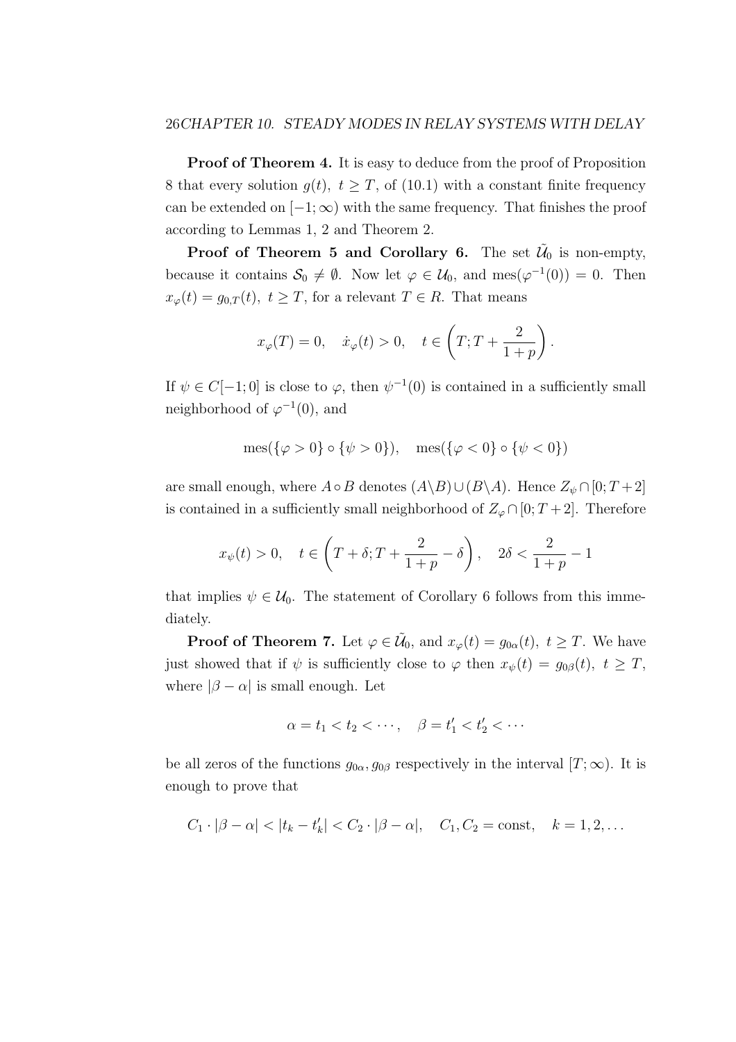**Proof of Theorem 4.** It is easy to deduce from the proof of Proposition 8 that every solution $g(t),\ t \geq T$, of (10.1) with a constant finite frequency can be extended on $[-1;\infty)$ with the same frequency. That finishes the proof according to Lemmas 1, 2 and Theorem 2.

**Proof of Theorem 5 and Corollary 6.** The set $\tilde{\mathcal{U}}_0$ is non-empty, because it contains $\mathcal{S}_0 \neq \emptyset$. Now let $\varphi \in \mathcal{U}_0$, and $\mathrm{mes}(\varphi^{-1}(0)) = 0$. Then $x_\varphi(t) = g_{0,T}(t),\ t \geq T$, for a relevant $T \in R$. That means

$$x_\varphi(T) = 0, \quad \dot{x}_\varphi(t) > 0, \quad t \in \left(T; T + \frac{2}{1+p}\right).$$

If $\psi \in C[-1;0]$ is close to $\varphi$, then $\psi^{-1}(0)$ is contained in a sufficiently small neighborhood of $\varphi^{-1}(0)$, and

$$\mathrm{mes}(\{\varphi > 0\} \circ \{\psi > 0\}), \quad \mathrm{mes}(\{\varphi < 0\} \circ \{\psi < 0\})$$

are small enough, where $A \circ B$ denotes $(A \backslash B) \cup (B \backslash A)$. Hence $Z_\psi \cap [0; T+2]$ is contained in a sufficiently small neighborhood of $Z_\varphi \cap [0; T+2]$. Therefore

$$x_\psi(t) > 0, \quad t \in \left(T + \delta; T + \frac{2}{1+p} - \delta\right), \quad 2\delta < \frac{2}{1+p} - 1$$

that implies $\psi \in \mathcal{U}_0$. The statement of Corollary 6 follows from this immediately.

**Proof of Theorem 7.** Let $\varphi \in \tilde{\mathcal{U}}_0$, and $x_\varphi(t) = g_{0\alpha}(t),\ t \geq T$. We have just showed that if $\psi$ is sufficiently close to $\varphi$ then $x_\psi(t) = g_{0\beta}(t),\ t \geq T$, where $|\beta - \alpha|$ is small enough. Let

$$\alpha = t_1 < t_2 < \cdots, \quad \beta = t'_1 < t'_2 < \cdots$$

be all zeros of the functions $g_{0\alpha}, g_{0\beta}$ respectively in the interval $[T;\infty)$. It is enough to prove that

$$C_1 \cdot |\beta - \alpha| < |t_k - t'_k| < C_2 \cdot |\beta - \alpha|, \quad C_1, C_2 = \mathrm{const}, \quad k = 1, 2, \ldots$$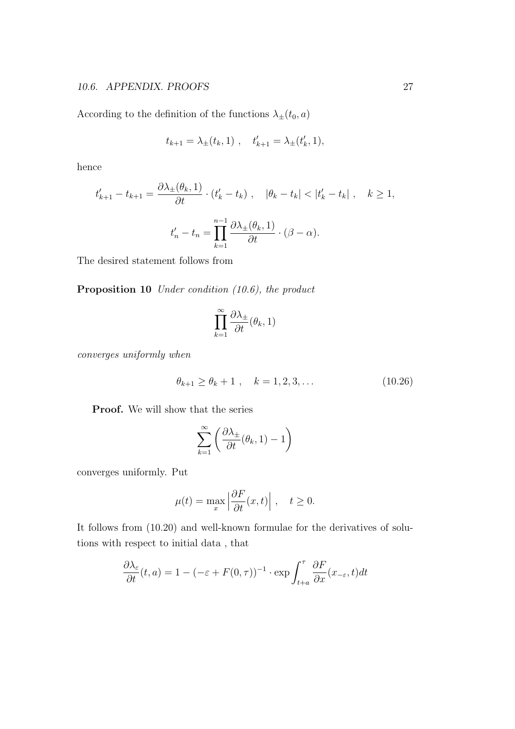According to the definition of the functions $\lambda_{\pm}(t_0, a)$

$$t_{k+1} = \lambda_{\pm}(t_k, 1) \ , \quad t'_{k+1} = \lambda_{\pm}(t'_k, 1),$$

hence

$$t'_{k+1} - t_{k+1} = \frac{\partial \lambda_{\pm}(\theta_k, 1)}{\partial t} \cdot (t'_k - t_k) \ , \quad |\theta_k - t_k| < |t'_k - t_k| \ , \quad k \geq 1,$$

$$t'_n - t_n = \prod_{k=1}^{n-1} \frac{\partial \lambda_{\pm}(\theta_k, 1)}{\partial t} \cdot (\beta - \alpha).$$

The desired statement follows from

**Proposition 10** *Under condition (10.6), the product*

$$\prod_{k=1}^{\infty} \frac{\partial \lambda_{\pm}}{\partial t}(\theta_k, 1)$$

*converges uniformly when*

$$\theta_{k+1} \geq \theta_k + 1 \ , \quad k = 1, 2, 3, \ldots \tag{10.26}$$

**Proof.** We will show that the series

$$\sum_{k=1}^{\infty} \left( \frac{\partial \lambda_{\pm}}{\partial t}(\theta_k, 1) - 1 \right)$$

converges uniformly. Put

$$\mu(t) = \max_x \left| \frac{\partial F}{\partial t}(x, t) \right| \ , \quad t \geq 0.$$

It follows from (10.20) and well-known formulae for the derivatives of solutions with respect to initial data , that

$$\frac{\partial \lambda_{\varepsilon}}{\partial t}(t, a) = 1 - (-\varepsilon + F(0, \tau))^{-1} \cdot \exp \int_{t+a}^{\tau} \frac{\partial F}{\partial x}(x_{-\varepsilon}, t) dt$$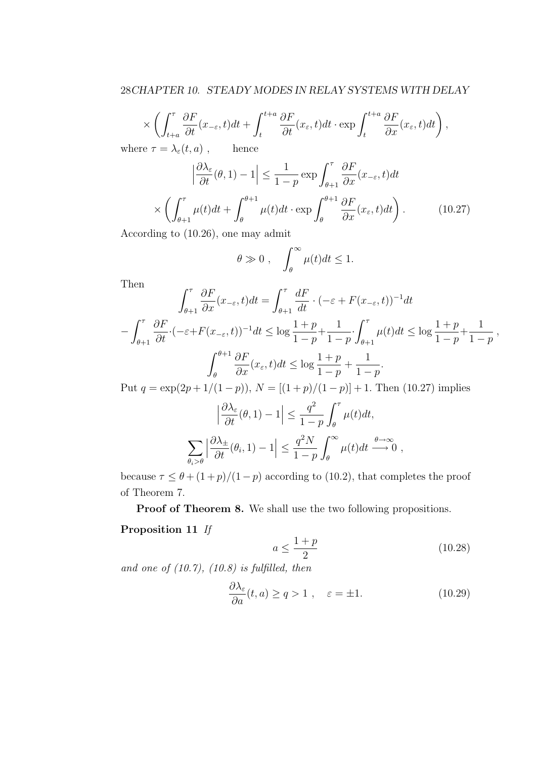$$\times \left( \int_{t+a}^{\tau} \frac{\partial F}{\partial t}(x_{-\varepsilon}, t)dt + \int_{t}^{t+a} \frac{\partial F}{\partial t}(x_{\varepsilon}, t)dt \cdot \exp \int_{t}^{t+a} \frac{\partial F}{\partial x}(x_{\varepsilon}, t)dt \right),$$

where $\tau = \lambda_{\varepsilon}(t, a)$ , hence

$$\left| \frac{\partial \lambda_{\varepsilon}}{\partial t}(\theta, 1) - 1 \right| \le \frac{1}{1-p} \exp \int_{\theta+1}^{\tau} \frac{\partial F}{\partial x}(x_{-\varepsilon}, t)dt$$

$$\times \left( \int_{\theta+1}^{\tau} \mu(t)dt + \int_{\theta}^{\theta+1} \mu(t)dt \cdot \exp \int_{\theta}^{\theta+1} \frac{\partial F}{\partial x}(x_{\varepsilon}, t)dt \right). \tag{10.27}$$

According to (10.26), one may admit

$$\theta \gg 0 \; , \quad \int_{\theta}^{\infty} \mu(t)dt \le 1.$$

Then

$$\int_{\theta+1}^{\tau} \frac{\partial F}{\partial x}(x_{-\varepsilon}, t)dt = \int_{\theta+1}^{\tau} \frac{dF}{dt} \cdot (-\varepsilon + F(x_{-\varepsilon}, t))^{-1}dt$$

$$-\int_{\theta+1}^{\tau} \frac{\partial F}{\partial t} \cdot (-\varepsilon + F(x_{-\varepsilon}, t))^{-1}dt \le \log \frac{1+p}{1-p} + \frac{1}{1-p} \cdot \int_{\theta+1}^{\tau} \mu(t)dt \le \log \frac{1+p}{1-p} + \frac{1}{1-p} \; ,$$

$$\int_{\theta}^{\theta+1} \frac{\partial F}{\partial x}(x_{\varepsilon}, t)dt \le \log \frac{1+p}{1-p} + \frac{1}{1-p}.$$

Put $q = \exp(2p + 1/(1-p))$, $N = [(1+p)/(1-p)] + 1$. Then (10.27) implies

$$\left| \frac{\partial \lambda_{\varepsilon}}{\partial t}(\theta, 1) - 1 \right| \le \frac{q^2}{1-p} \int_{\theta}^{\tau} \mu(t)dt,$$

$$\sum_{\theta_i > \theta} \left| \frac{\partial \lambda_{\pm}}{\partial t}(\theta_i, 1) - 1 \right| \le \frac{q^2 N}{1-p} \int_{\theta}^{\infty} \mu(t)dt \overset{\theta \to \infty}{\longrightarrow} 0 \; ,$$

because $\tau \le \theta + (1+p)/(1-p)$ according to (10.2), that completes the proof of Theorem 7.

**Proof of Theorem 8.** We shall use the two following propositions.

**Proposition 11** *If*

$$a \le \frac{1+p}{2} \tag{10.28}$$

*and one of (10.7), (10.8) is fulfilled, then*

$$\frac{\partial \lambda_{\varepsilon}}{\partial a}(t, a) \ge q > 1 \; , \quad \varepsilon = \pm 1. \tag{10.29}$$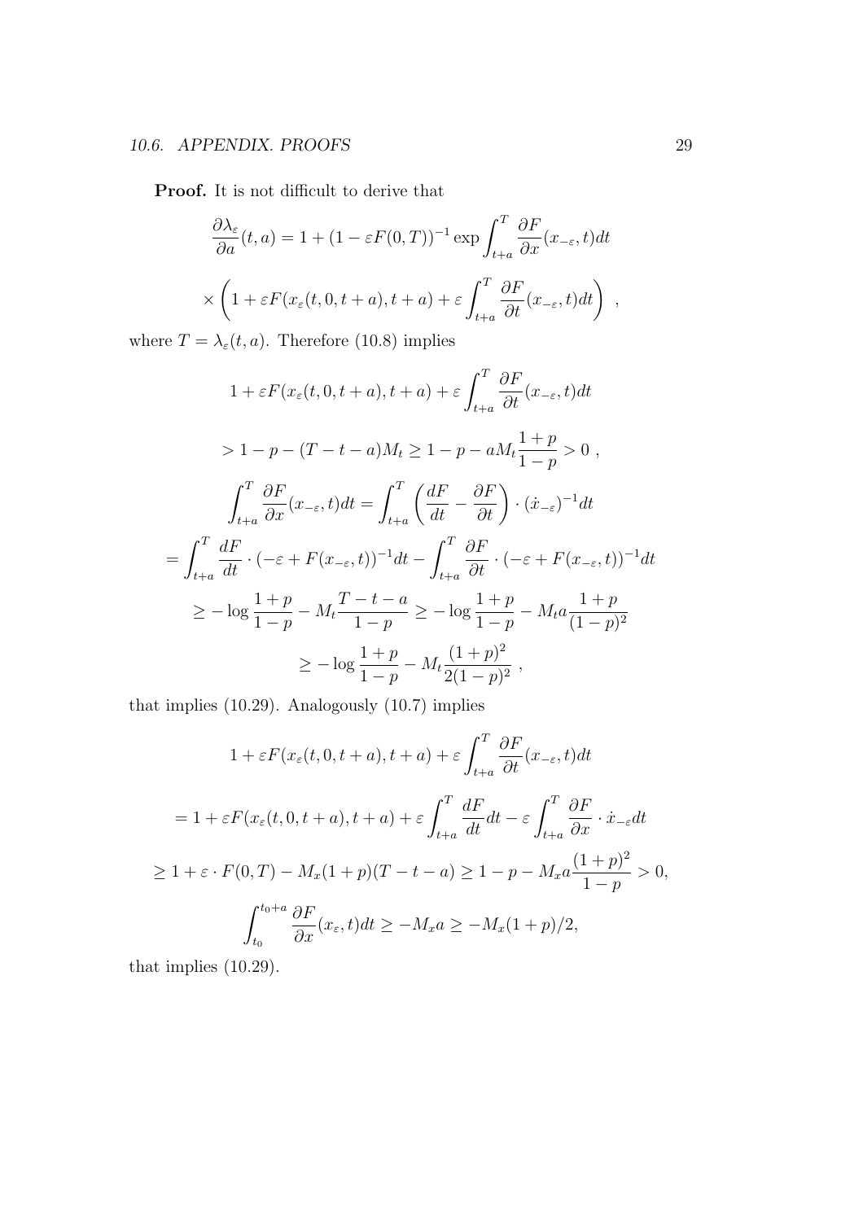**Proof.** It is not difficult to derive that

$$
\frac{\partial \lambda_\varepsilon}{\partial a}(t,a) = 1 + (1-\varepsilon F(0,T))^{-1} \exp \int_{t+a}^{T} \frac{\partial F}{\partial x}(x_{-\varepsilon}, t) dt
$$

$$
\times \left( 1 + \varepsilon F(x_\varepsilon(t,0,t+a), t+a) + \varepsilon \int_{t+a}^{T} \frac{\partial F}{\partial t}(x_{-\varepsilon}, t) dt \right) \ ,
$$

where $T = \lambda_\varepsilon(t,a)$. Therefore (10.8) implies

$$
1 + \varepsilon F(x_\varepsilon(t,0,t+a), t+a) + \varepsilon \int_{t+a}^{T} \frac{\partial F}{\partial t}(x_{-\varepsilon}, t) dt
$$

$$
> 1 - p - (T - t - a) M_t \geq 1 - p - a M_t \frac{1+p}{1-p} > 0 \ ,
$$

$$
\int_{t+a}^{T} \frac{\partial F}{\partial x}(x_{-\varepsilon}, t) dt = \int_{t+a}^{T} \left( \frac{dF}{dt} - \frac{\partial F}{\partial t} \right) \cdot (\dot{x}_{-\varepsilon})^{-1} dt
$$

$$
= \int_{t+a}^{T} \frac{dF}{dt} \cdot (-\varepsilon + F(x_{-\varepsilon}, t))^{-1} dt - \int_{t+a}^{T} \frac{\partial F}{\partial t} \cdot (-\varepsilon + F(x_{-\varepsilon}, t))^{-1} dt
$$

$$
\geq -\log \frac{1+p}{1-p} - M_t \frac{T-t-a}{1-p} \geq -\log \frac{1+p}{1-p} - M_t a \frac{1+p}{(1-p)^2}
$$

$$
\geq -\log \frac{1+p}{1-p} - M_t \frac{(1+p)^2}{2(1-p)^2} \ ,
$$

that implies (10.29). Analogously (10.7) implies

$$
1 + \varepsilon F(x_\varepsilon(t,0,t+a), t+a) + \varepsilon \int_{t+a}^{T} \frac{\partial F}{\partial t}(x_{-\varepsilon}, t) dt
$$

$$
= 1 + \varepsilon F(x_\varepsilon(t,0,t+a), t+a) + \varepsilon \int_{t+a}^{T} \frac{dF}{dt} dt - \varepsilon \int_{t+a}^{T} \frac{\partial F}{\partial x} \cdot \dot{x}_{-\varepsilon} dt
$$

$$
\geq 1 + \varepsilon \cdot F(0,T) - M_x(1+p)(T-t-a) \geq 1 - p - M_x a \frac{(1+p)^2}{1-p} > 0,
$$

$$
\int_{t_0}^{t_0+a} \frac{\partial F}{\partial x}(x_\varepsilon, t) dt \geq -M_x a \geq -M_x(1+p)/2,
$$

that implies (10.29).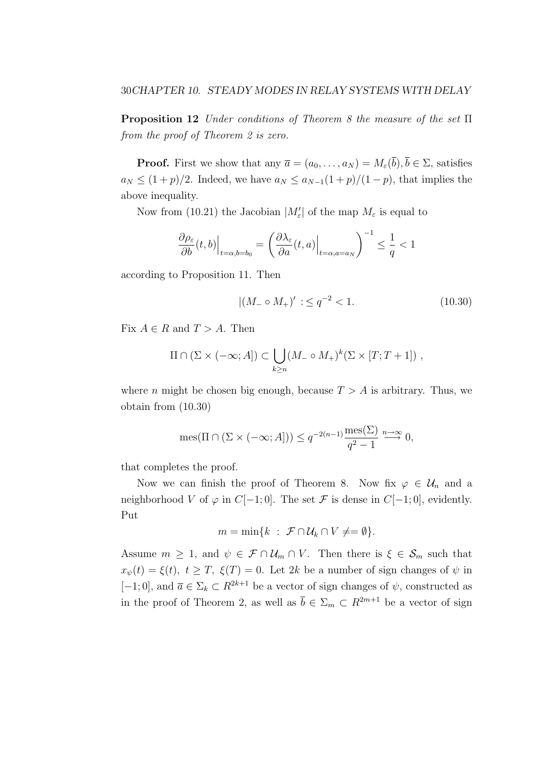**Proposition 12** *Under conditions of Theorem 8 the measure of the set* $\Pi$ *from the proof of Theorem 2 is zero.*

**Proof.** First we show that any $\overline{a} = (a_0, \ldots, a_N) = M_\varepsilon(\overline{b}), \overline{b} \in \Sigma$, satisfies $a_N \leq (1+p)/2$. Indeed, we have $a_N \leq a_{N-1}(1+p)/(1-p)$, that implies the above inequality.

Now from (10.21) the Jacobian $|M'_\varepsilon|$ of the map $M_\varepsilon$ is equal to

$$\frac{\partial \rho_\varepsilon}{\partial b}(t,b)\Big|_{t=\alpha, b=b_0} = \left( \frac{\partial \lambda_\varepsilon}{\partial a}(t,a)\Big|_{t=\alpha, a=a_N} \right)^{-1} \leq \frac{1}{q} < 1$$

according to Proposition 11. Then

$$|(M_- \circ M_+)' : \leq q^{-2} < 1. \tag{10.30}$$

Fix $A \in R$ and $T > A$. Then

$$\Pi \cap (\Sigma \times (-\infty; A]) \subset \bigcup_{k \geq n} (M_- \circ M_+)^k (\Sigma \times [T; T+1]) \, ,$$

where $n$ might be chosen big enough, because $T > A$ is arbitrary. Thus, we obtain from (10.30)

$$\mathrm{mes}(\Pi \cap (\Sigma \times (-\infty; A])) \leq q^{-2(n-1)} \frac{\mathrm{mes}(\Sigma)}{q^2 - 1} \overset{n \to \infty}{\longrightarrow} 0,$$

that completes the proof.

Now we can finish the proof of Theorem 8. Now fix $\varphi \in \mathcal{U}_n$ and a neighborhood $V$ of $\varphi$ in $C[-1;0]$. The set $\mathcal{F}$ is dense in $C[-1;0]$, evidently. Put

$$m = \min\{k \ : \ \mathcal{F} \cap \mathcal{U}_k \cap V \neq = \emptyset\}.$$

Assume $m \geq 1$, and $\psi \in \mathcal{F} \cap \mathcal{U}_m \cap V$. Then there is $\xi \in \mathcal{S}_m$ such that $x_\psi(t) = \xi(t), \ t \geq T, \ \xi(T) = 0$. Let $2k$ be a number of sign changes of $\psi$ in $[-1;0]$, and $\overline{a} \in \Sigma_k \subset R^{2k+1}$ be a vector of sign changes of $\psi$, constructed as in the proof of Theorem 2, as well as $\overline{b} \in \Sigma_m \subset R^{2m+1}$ be a vector of sign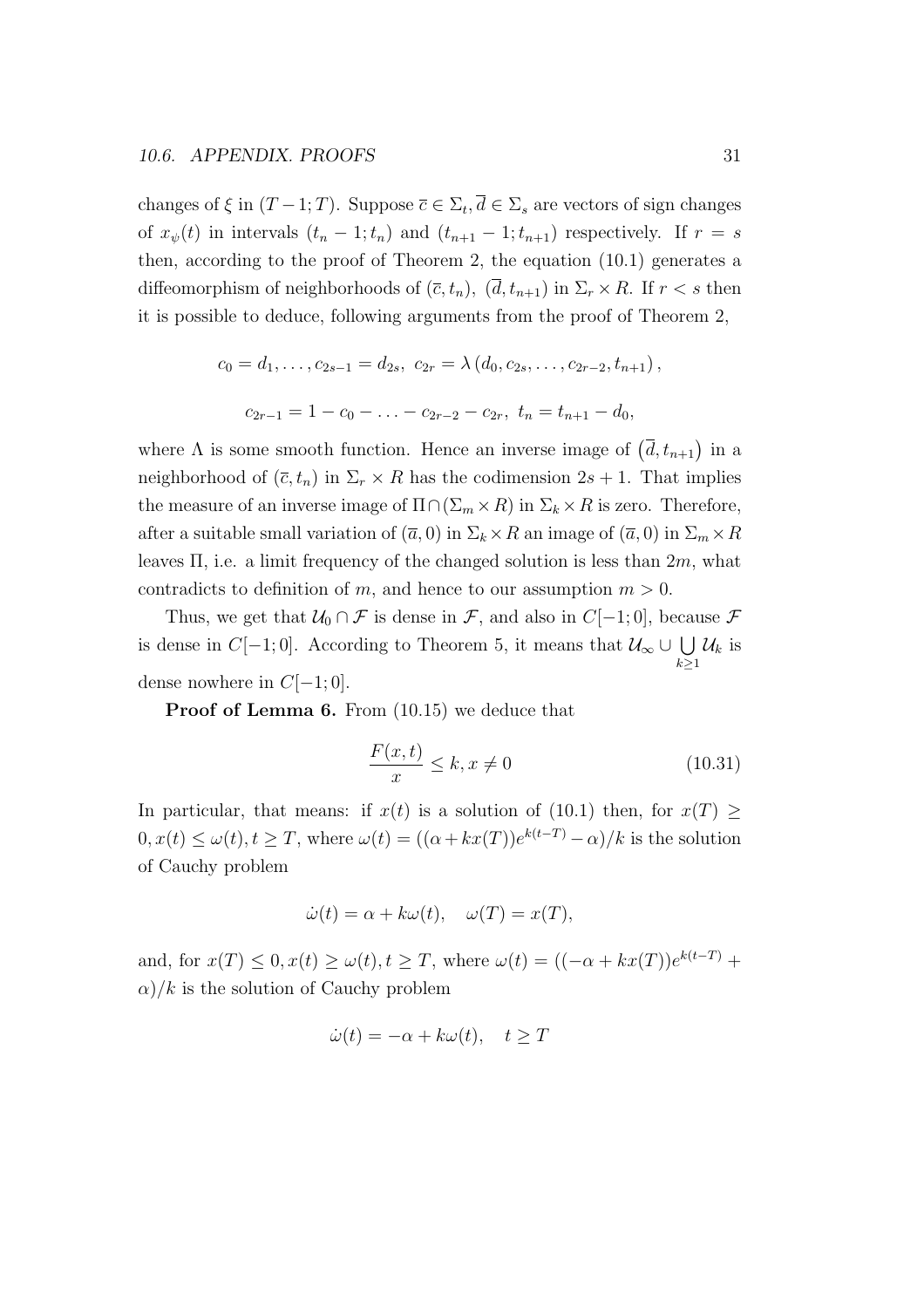changes of $\xi$ in $(T-1;T)$. Suppose $\overline{c} \in \Sigma_t, \overline{d} \in \Sigma_s$ are vectors of sign changes of $x_\psi(t)$ in intervals $(t_n - 1; t_n)$ and $(t_{n+1} - 1; t_{n+1})$ respectively. If $r = s$ then, according to the proof of Theorem 2, the equation (10.1) generates a diffeomorphism of neighborhoods of $(\overline{c}, t_n)$, $(\overline{d}, t_{n+1})$ in $\Sigma_r \times R$. If $r < s$ then it is possible to deduce, following arguments from the proof of Theorem 2,

$$c_0 = d_1, \ldots, c_{2s-1} = d_{2s},\ c_{2r} = \lambda\left(d_0, c_{2s}, \ldots, c_{2r-2}, t_{n+1}\right),$$

$$c_{2r-1} = 1 - c_0 - \ldots - c_{2r-2} - c_{2r},\ t_n = t_{n+1} - d_0,$$

where $\Lambda$ is some smooth function. Hence an inverse image of $\left(\overline{d}, t_{n+1}\right)$ in a neighborhood of $(\overline{c}, t_n)$ in $\Sigma_r \times R$ has the codimension $2s+1$. That implies the measure of an inverse image of $\Pi \cap (\Sigma_m \times R)$ in $\Sigma_k \times R$ is zero. Therefore, after a suitable small variation of $(\overline{a}, 0)$ in $\Sigma_k \times R$ an image of $(\overline{a}, 0)$ in $\Sigma_m \times R$ leaves $\Pi$, i.e. a limit frequency of the changed solution is less than $2m$, what contradicts to definition of $m$, and hence to our assumption $m > 0$.

Thus, we get that $\mathcal{U}_0 \cap \mathcal{F}$ is dense in $\mathcal{F}$, and also in $C[-1;0]$, because $\mathcal{F}$ is dense in $C[-1;0]$. According to Theorem 5, it means that $\mathcal{U}_\infty \cup \bigcup\limits_{k\geq 1} \mathcal{U}_k$ is dense nowhere in $C[-1;0]$.

**Proof of Lemma 6.** From (10.15) we deduce that

$$\frac{F(x,t)}{x} \leq k, x \neq 0 \tag{10.31}$$

In particular, that means: if $x(t)$ is a solution of (10.1) then, for $x(T) \geq 0, x(t) \leq \omega(t), t \geq T$, where $\omega(t) = ((\alpha + kx(T))e^{k(t-T)} - \alpha)/k$ is the solution of Cauchy problem

$$\dot{\omega}(t) = \alpha + k\omega(t), \quad \omega(T) = x(T),$$

and, for $x(T) \leq 0, x(t) \geq \omega(t), t \geq T$, where $\omega(t) = ((-\alpha + kx(T))e^{k(t-T)} + \alpha)/k$ is the solution of Cauchy problem

$$\dot{\omega}(t) = -\alpha + k\omega(t), \quad t \geq T$$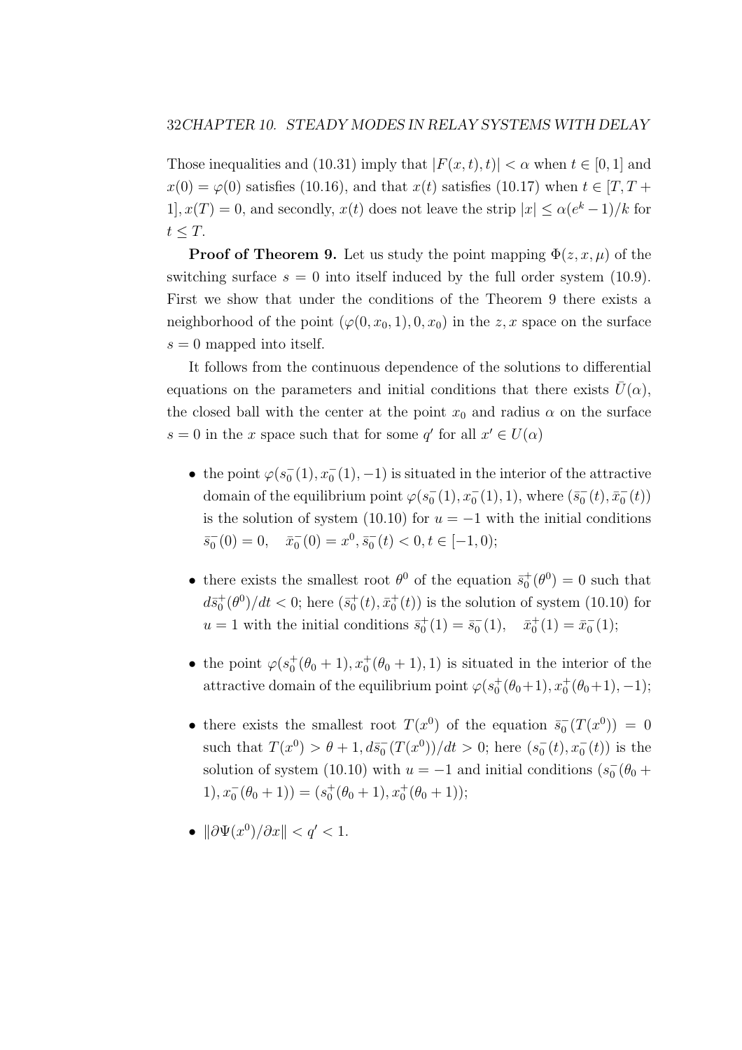Those inequalities and (10.31) imply that $|F(x,t),t)| < \alpha$ when $t \in [0,1]$ and $x(0) = \varphi(0)$ satisfies (10.16), and that $x(t)$ satisfies (10.17) when $t \in [T, T+1], x(T) = 0$, and secondly, $x(t)$ does not leave the strip $|x| \leq \alpha(e^k - 1)/k$ for $t \leq T$.

**Proof of Theorem 9.** Let us study the point mapping $\Phi(z, x, \mu)$ of the switching surface $s = 0$ into itself induced by the full order system (10.9). First we show that under the conditions of the Theorem 9 there exists a neighborhood of the point $(\varphi(0, x_0, 1), 0, x_0)$ in the $z, x$ space on the surface $s = 0$ mapped into itself.

It follows from the continuous dependence of the solutions to differential equations on the parameters and initial conditions that there exists $\bar{U}(\alpha)$, the closed ball with the center at the point $x_0$ and radius $\alpha$ on the surface $s = 0$ in the $x$ space such that for some $q'$ for all $x' \in U(\alpha)$

- the point $\varphi(s_0^-(1), x_0^-(1), -1)$ is situated in the interior of the attractive domain of the equilibrium point $\varphi(s_0^-(1), x_0^-(1), 1)$, where $(\bar{s}_0^-(t), \bar{x}_0^-(t))$ is the solution of system (10.10) for $u = -1$ with the initial conditions $\bar{s}_0^-(0) = 0, \quad \bar{x}_0^-(0) = x^0, \bar{s}_0^-(t) < 0, t \in [-1, 0)$;

- there exists the smallest root $\theta^0$ of the equation $\bar{s}_0^+(\theta^0) = 0$ such that $d\bar{s}_0^+(\theta^0)/dt < 0$; here $(\bar{s}_0^+(t), \bar{x}_0^+(t))$ is the solution of system (10.10) for $u = 1$ with the initial conditions $\bar{s}_0^+(1) = \bar{s}_0^-(1), \quad \bar{x}_0^+(1) = \bar{x}_0^-(1)$;

- the point $\varphi(s_0^+(\theta_0 + 1), x_0^+(\theta_0 + 1), 1)$ is situated in the interior of the attractive domain of the equilibrium point $\varphi(s_0^+(\theta_0 + 1), x_0^+(\theta_0 + 1), -1)$;

- there exists the smallest root $T(x^0)$ of the equation $\bar{s}_0^-(T(x^0)) = 0$ such that $T(x^0) > \theta + 1, d\bar{s}_0^-(T(x^0))/dt > 0$; here $(s_0^-(t), x_0^-(t))$ is the solution of system (10.10) with $u = -1$ and initial conditions $(s_0^-(\theta_0 + 1), x_0^-(\theta_0 + 1)) = (s_0^+(\theta_0 + 1), x_0^+(\theta_0 + 1))$;

- $\|\partial\Psi(x^0)/\partial x\| < q' < 1$.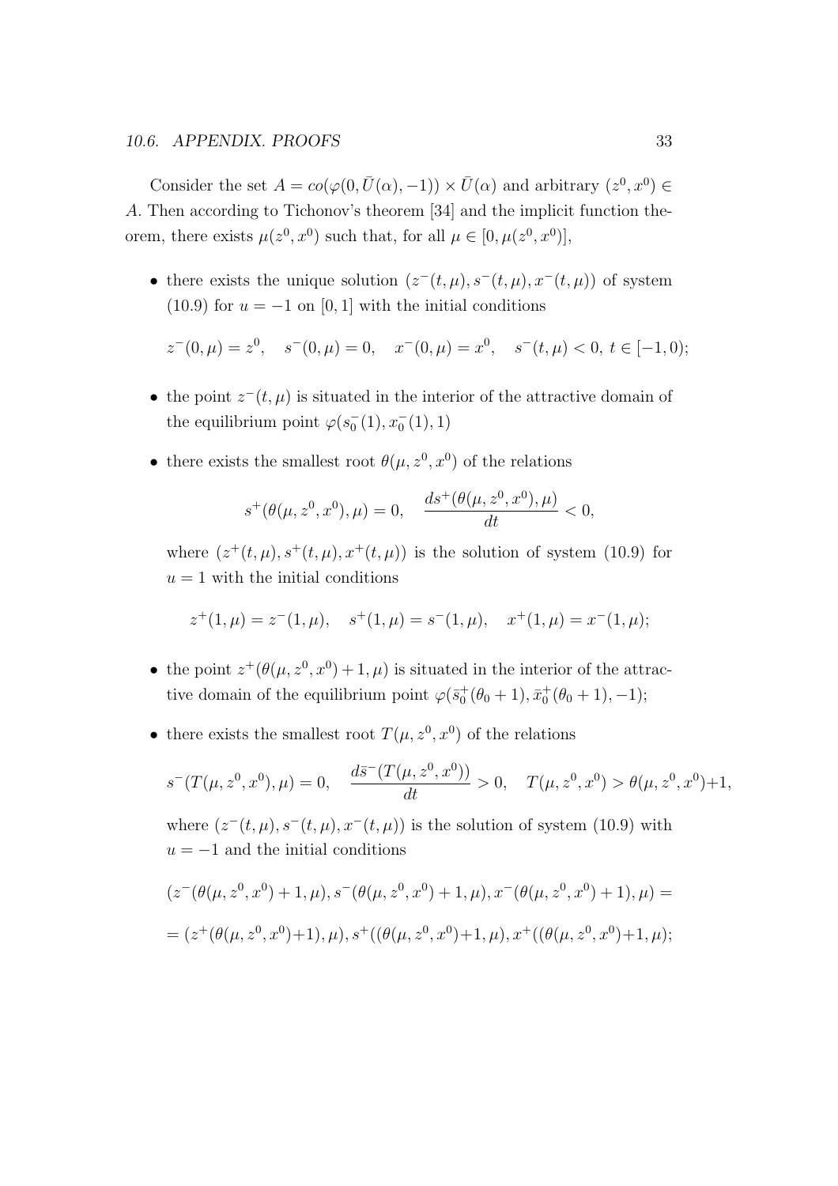Consider the set $A = co(\varphi(0, \bar{U}(\alpha), -1)) \times \bar{U}(\alpha)$ and arbitrary $(z^0, x^0) \in A$. Then according to Tichonov's theorem [34] and the implicit function theorem, there exists $\mu(z^0, x^0)$ such that, for all $\mu \in [0, \mu(z^0, x^0)]$,

- there exists the unique solution $(z^-(t,\mu), s^-(t,\mu), x^-(t,\mu))$ of system (10.9) for $u = -1$ on $[0, 1]$ with the initial conditions

$$z^-(0,\mu) = z^0, \quad s^-(0,\mu) = 0, \quad x^-(0,\mu) = x^0, \quad s^-(t,\mu) < 0, \; t \in [-1, 0);$$

- the point $z^-(t,\mu)$ is situated in the interior of the attractive domain of the equilibrium point $\varphi(s_0^-(1), x_0^-(1), 1)$
- there exists the smallest root $\theta(\mu, z^0, x^0)$ of the relations

$$s^+(\theta(\mu, z^0, x^0), \mu) = 0, \quad \frac{ds^+(\theta(\mu, z^0, x^0), \mu)}{dt} < 0,$$

  where $(z^+(t,\mu), s^+(t,\mu), x^+(t,\mu))$ is the solution of system (10.9) for $u = 1$ with the initial conditions

$$z^+(1,\mu) = z^-(1,\mu), \quad s^+(1,\mu) = s^-(1,\mu), \quad x^+(1,\mu) = x^-(1,\mu);$$

- the point $z^+(\theta(\mu, z^0, x^0) + 1, \mu)$ is situated in the interior of the attractive domain of the equilibrium point $\varphi(\bar{s}_0^+(\theta_0 + 1), \bar{x}_0^+(\theta_0 + 1), -1)$;
- there exists the smallest root $T(\mu, z^0, x^0)$ of the relations

$$s^-(T(\mu, z^0, x^0), \mu) = 0, \quad \frac{d\bar{s}^-(T(\mu, z^0, x^0))}{dt} > 0, \quad T(\mu, z^0, x^0) > \theta(\mu, z^0, x^0) + 1,$$

  where $(z^-(t,\mu), s^-(t,\mu), x^-(t,\mu))$ is the solution of system (10.9) with $u = -1$ and the initial conditions

$$(z^-(\theta(\mu, z^0, x^0) + 1, \mu), s^-(\theta(\mu, z^0, x^0) + 1, \mu), x^-(\theta(\mu, z^0, x^0) + 1), \mu) =$$

$$= (z^+(\theta(\mu, z^0, x^0) + 1), \mu), s^+((\theta(\mu, z^0, x^0) + 1, \mu), x^+((\theta(\mu, z^0, x^0) + 1, \mu);$$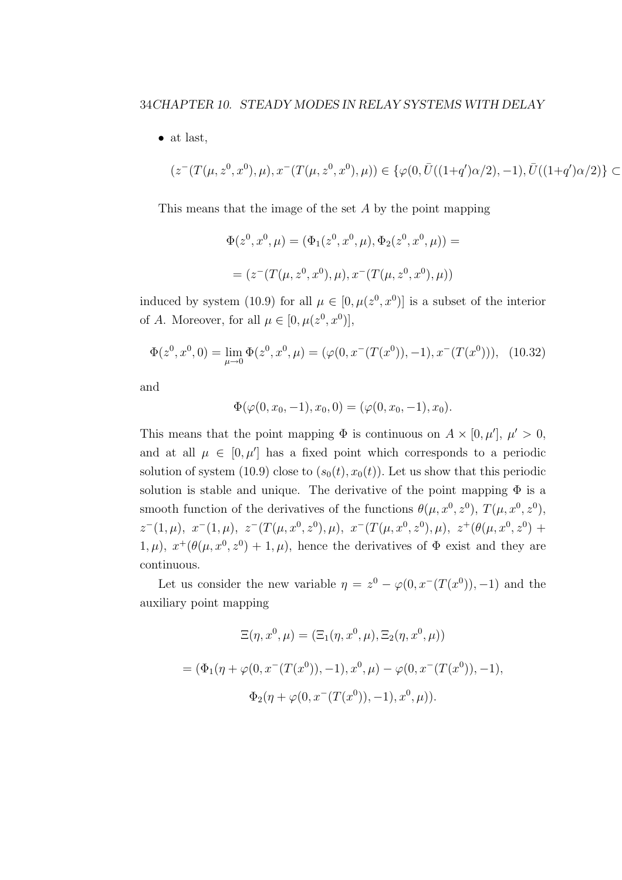- at last,

$$(z^-(T(\mu, z^0, x^0), \mu), x^-(T(\mu, z^0, x^0), \mu)) \in \{\varphi(0, \bar{U}((1+q')\alpha/2), -1), \bar{U}((1+q')\alpha/2)\} \subset$$

This means that the image of the set $A$ by the point mapping

$$\Phi(z^0, x^0, \mu) = (\Phi_1(z^0, x^0, \mu), \Phi_2(z^0, x^0, \mu)) =$$

$$= (z^-(T(\mu, z^0, x^0), \mu), x^-(T(\mu, z^0, x^0), \mu))$$

induced by system (10.9) for all $\mu \in [0, \mu(z^0, x^0)]$ is a subset of the interior of $A$. Moreover, for all $\mu \in [0, \mu(z^0, x^0)]$,

$$\Phi(z^0, x^0, 0) = \lim_{\mu \to 0} \Phi(z^0, x^0, \mu) = (\varphi(0, x^-(T(x^0)), -1), x^-(T(x^0))), \quad (10.32)$$

and

$$\Phi(\varphi(0, x_0, -1), x_0, 0) = (\varphi(0, x_0, -1), x_0).$$

This means that the point mapping $\Phi$ is continuous on $A \times [0, \mu']$, $\mu' > 0$, and at all $\mu \in [0, \mu']$ has a fixed point which corresponds to a periodic solution of system (10.9) close to $(s_0(t), x_0(t))$. Let us show that this periodic solution is stable and unique. The derivative of the point mapping $\Phi$ is a smooth function of the derivatives of the functions $\theta(\mu, x^0, z^0)$, $T(\mu, x^0, z^0)$, $z^-(1, \mu)$, $x^-(1, \mu)$, $z^-(T(\mu, x^0, z^0), \mu)$, $x^-(T(\mu, x^0, z^0), \mu)$, $z^+(\theta(\mu, x^0, z^0) + 1, \mu)$, $x^+(\theta(\mu, x^0, z^0) + 1, \mu)$, hence the derivatives of $\Phi$ exist and they are continuous.

Let us consider the new variable $\eta = z^0 - \varphi(0, x^-(T(x^0)), -1)$ and the auxiliary point mapping

$$\Xi(\eta, x^0, \mu) = (\Xi_1(\eta, x^0, \mu), \Xi_2(\eta, x^0, \mu))$$

$$= (\Phi_1(\eta + \varphi(0, x^-(T(x^0)), -1), x^0, \mu) - \varphi(0, x^-(T(x^0)), -1),$$

$$\Phi_2(\eta + \varphi(0, x^-(T(x^0)), -1), x^0, \mu)).$$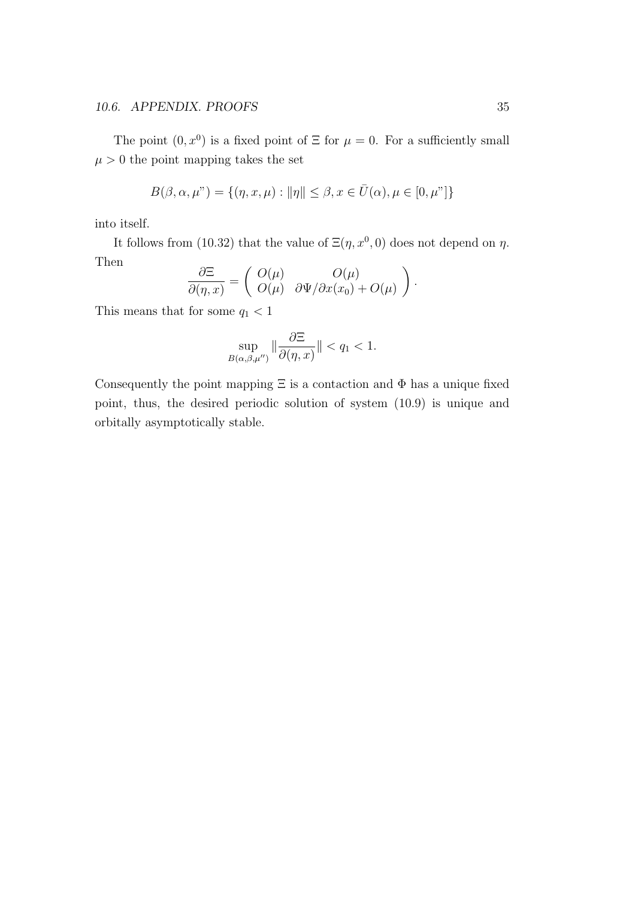The point $(0, x^0)$ is a fixed point of $\Xi$ for $\mu = 0$. For a sufficiently small $\mu > 0$ the point mapping takes the set

$$B(\beta, \alpha, \mu") = \{(\eta, x, \mu) : \|\eta\| \leq \beta, x \in \bar{U}(\alpha), \mu \in [0, \mu"]\}$$

into itself.

It follows from (10.32) that the value of $\Xi(\eta, x^0, 0)$ does not depend on $\eta$. Then

$$\frac{\partial \Xi}{\partial(\eta, x)} = \left( \begin{array}{cc} O(\mu) & O(\mu) \\ O(\mu) & \partial\Psi/\partial x(x_0) + O(\mu) \end{array} \right).$$

This means that for some $q_1 < 1$

$$\sup_{B(\alpha,\beta,\mu'')} \|\frac{\partial \Xi}{\partial(\eta, x)}\| < q_1 < 1.$$

Consequently the point mapping $\Xi$ is a contaction and $\Phi$ has a unique fixed point, thus, the desired periodic solution of system (10.9) is unique and orbitally asymptotically stable.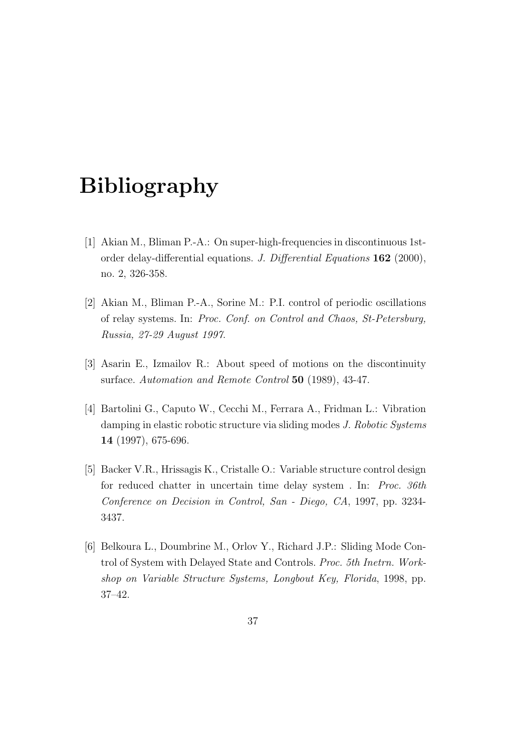# Bibliography

[1] Akian M., Bliman P.-A.: On super-high-frequencies in discontinuous 1st-order delay-differential equations. *J. Differential Equations* **162** (2000), no. 2, 326-358.

[2] Akian M., Bliman P.-A., Sorine M.: P.I. control of periodic oscillations of relay systems. In: *Proc. Conf. on Control and Chaos, St-Petersburg, Russia, 27-29 August 1997*.

[3] Asarin E., Izmailov R.: About speed of motions on the discontinuity surface. *Automation and Remote Control* **50** (1989), 43-47.

[4] Bartolini G., Caputo W., Cecchi M., Ferrara A., Fridman L.: Vibration damping in elastic robotic structure via sliding modes *J. Robotic Systems* **14** (1997), 675-696.

[5] Backer V.R., Hrissagis K., Cristalle O.: Variable structure control design for reduced chatter in uncertain time delay system . In: *Proc. 36th Conference on Decision in Control, San - Diego, CA*, 1997, pp. 3234-3437.

[6] Belkoura L., Doumbrine M., Orlov Y., Richard J.P.: Sliding Mode Control of System with Delayed State and Controls. *Proc. 5th Inetrn. Workshop on Variable Structure Systems, Longbout Key, Florida*, 1998, pp. 37–42.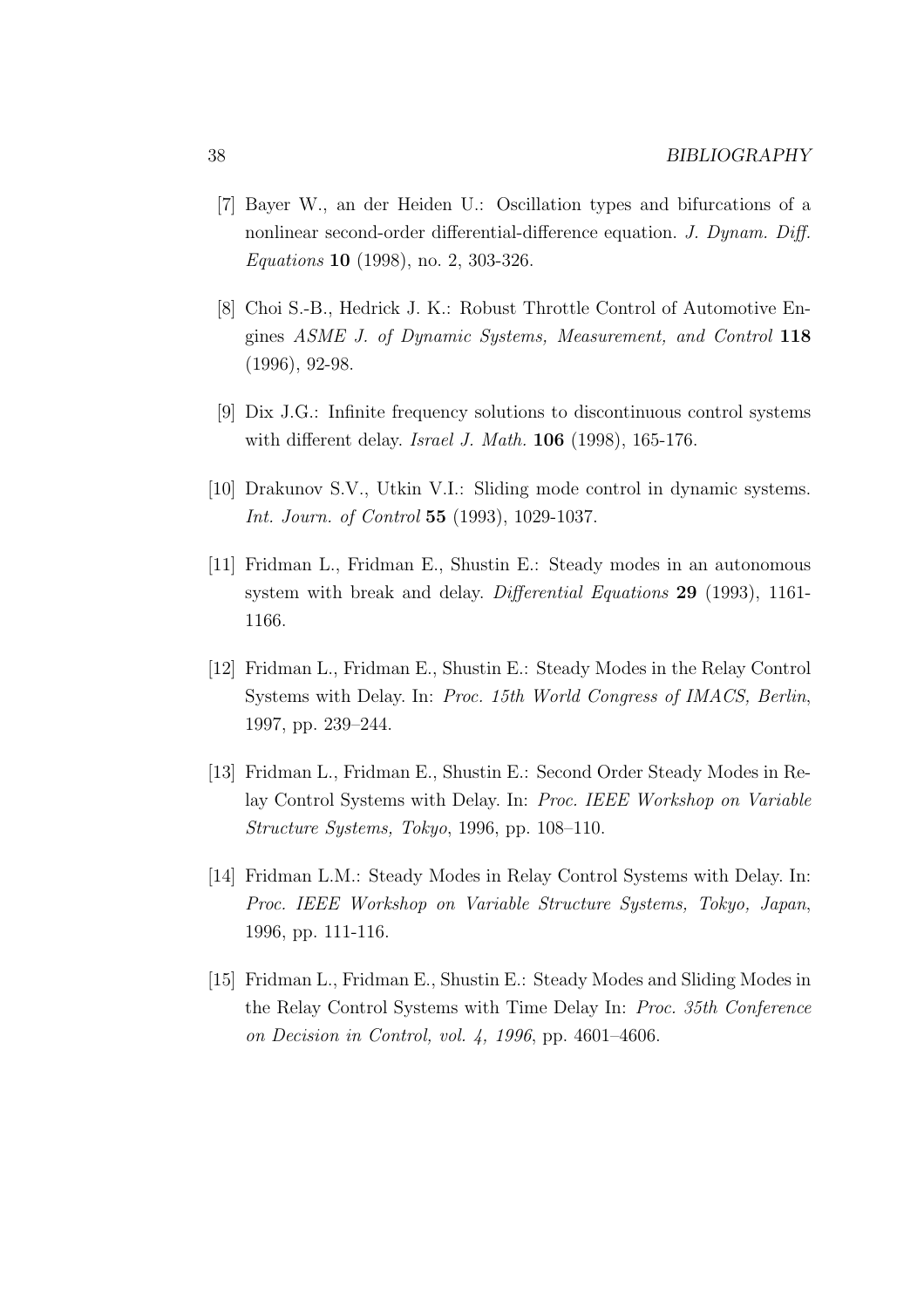[7] Bayer W., an der Heiden U.: Oscillation types and bifurcations of a nonlinear second-order differential-difference equation. *J. Dynam. Diff. Equations* **10** (1998), no. 2, 303-326.

[8] Choi S.-B., Hedrick J. K.: Robust Throttle Control of Automotive Engines *ASME J. of Dynamic Systems, Measurement, and Control* **118** (1996), 92-98.

[9] Dix J.G.: Infinite frequency solutions to discontinuous control systems with different delay. *Israel J. Math.* **106** (1998), 165-176.

[10] Drakunov S.V., Utkin V.I.: Sliding mode control in dynamic systems. *Int. Journ. of Control* **55** (1993), 1029-1037.

[11] Fridman L., Fridman E., Shustin E.: Steady modes in an autonomous system with break and delay. *Differential Equations* **29** (1993), 1161-1166.

[12] Fridman L., Fridman E., Shustin E.: Steady Modes in the Relay Control Systems with Delay. In: *Proc. 15th World Congress of IMACS, Berlin*, 1997, pp. 239–244.

[13] Fridman L., Fridman E., Shustin E.: Second Order Steady Modes in Relay Control Systems with Delay. In: *Proc. IEEE Workshop on Variable Structure Systems, Tokyo*, 1996, pp. 108–110.

[14] Fridman L.M.: Steady Modes in Relay Control Systems with Delay. In: *Proc. IEEE Workshop on Variable Structure Systems, Tokyo, Japan*, 1996, pp. 111-116.

[15] Fridman L., Fridman E., Shustin E.: Steady Modes and Sliding Modes in the Relay Control Systems with Time Delay In: *Proc. 35th Conference on Decision in Control, vol. 4, 1996*, pp. 4601–4606.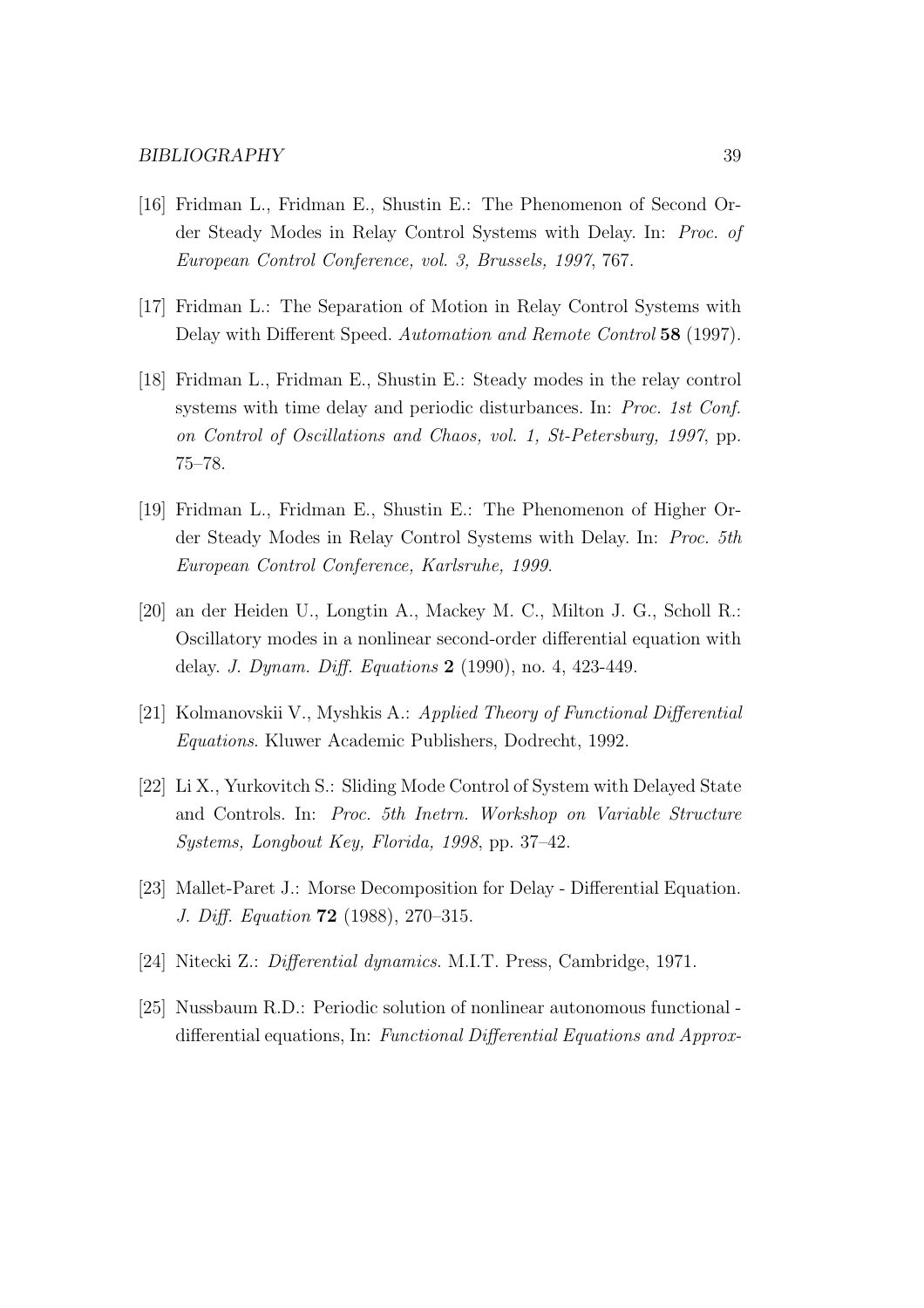[16] Fridman L., Fridman E., Shustin E.: The Phenomenon of Second Order Steady Modes in Relay Control Systems with Delay. In: *Proc. of European Control Conference, vol. 3, Brussels, 1997*, 767.

[17] Fridman L.: The Separation of Motion in Relay Control Systems with Delay with Different Speed. *Automation and Remote Control* **58** (1997).

[18] Fridman L., Fridman E., Shustin E.: Steady modes in the relay control systems with time delay and periodic disturbances. In: *Proc. 1st Conf. on Control of Oscillations and Chaos, vol. 1, St-Petersburg, 1997*, pp. 75–78.

[19] Fridman L., Fridman E., Shustin E.: The Phenomenon of Higher Order Steady Modes in Relay Control Systems with Delay. In: *Proc. 5th European Control Conference, Karlsruhe, 1999*.

[20] an der Heiden U., Longtin A., Mackey M. C., Milton J. G., Scholl R.: Oscillatory modes in a nonlinear second-order differential equation with delay. *J. Dynam. Diff. Equations* **2** (1990), no. 4, 423-449.

[21] Kolmanovskii V., Myshkis A.: *Applied Theory of Functional Differential Equations*. Kluwer Academic Publishers, Dodrecht, 1992.

[22] Li X., Yurkovitch S.: Sliding Mode Control of System with Delayed State and Controls. In: *Proc. 5th Inetrn. Workshop on Variable Structure Systems, Longbout Key, Florida, 1998*, pp. 37–42.

[23] Mallet-Paret J.: Morse Decomposition for Delay - Differential Equation. *J. Diff. Equation* **72** (1988), 270–315.

[24] Nitecki Z.: *Differential dynamics*. M.I.T. Press, Cambridge, 1971.

[25] Nussbaum R.D.: Periodic solution of nonlinear autonomous functional - differential equations, In: *Functional Differential Equations and Approx-*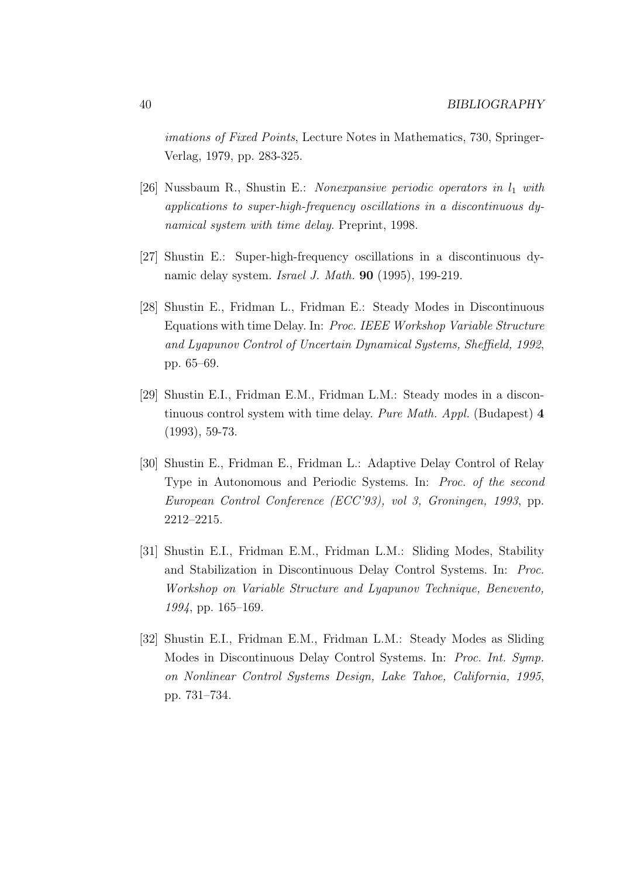*imations of Fixed Points*, Lecture Notes in Mathematics, 730, Springer-Verlag, 1979, pp. 283-325.

[26] Nussbaum R., Shustin E.: *Nonexpansive periodic operators in $l_1$ with applications to super-high-frequency oscillations in a discontinuous dynamical system with time delay.* Preprint, 1998.

[27] Shustin E.: Super-high-frequency oscillations in a discontinuous dynamic delay system. *Israel J. Math.* **90** (1995), 199-219.

[28] Shustin E., Fridman L., Fridman E.: Steady Modes in Discontinuous Equations with time Delay. In: *Proc. IEEE Workshop Variable Structure and Lyapunov Control of Uncertain Dynamical Systems, Sheffield, 1992*, pp. 65–69.

[29] Shustin E.I., Fridman E.M., Fridman L.M.: Steady modes in a discontinuous control system with time delay. *Pure Math. Appl.* (Budapest) **4** (1993), 59-73.

[30] Shustin E., Fridman E., Fridman L.: Adaptive Delay Control of Relay Type in Autonomous and Periodic Systems. In: *Proc. of the second European Control Conference (ECC'93), vol 3, Groningen, 1993*, pp. 2212–2215.

[31] Shustin E.I., Fridman E.M., Fridman L.M.: Sliding Modes, Stability and Stabilization in Discontinuous Delay Control Systems. In: *Proc. Workshop on Variable Structure and Lyapunov Technique, Benevento, 1994*, pp. 165–169.

[32] Shustin E.I., Fridman E.M., Fridman L.M.: Steady Modes as Sliding Modes in Discontinuous Delay Control Systems. In: *Proc. Int. Symp. on Nonlinear Control Systems Design, Lake Tahoe, California, 1995*, pp. 731–734.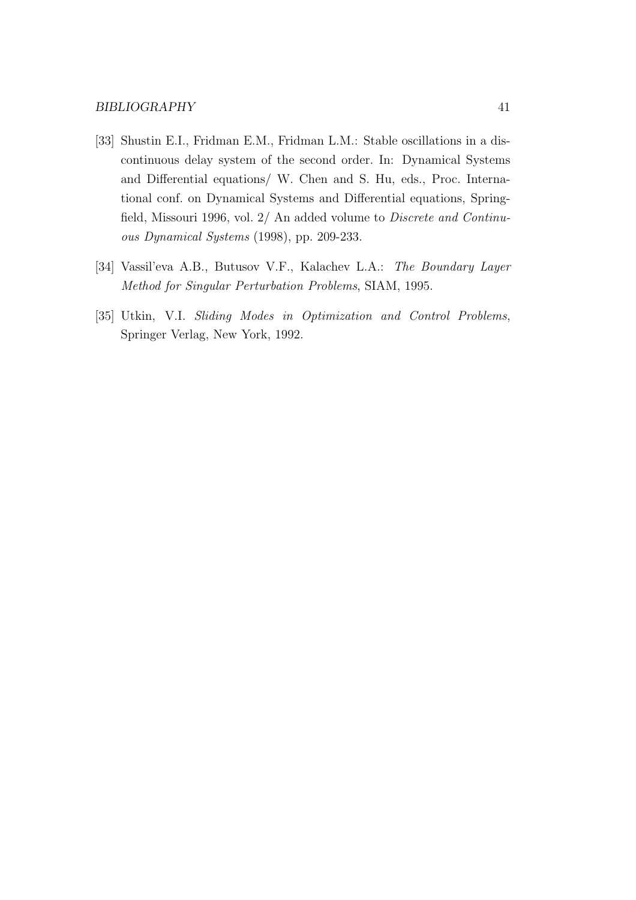[33] Shustin E.I., Fridman E.M., Fridman L.M.: Stable oscillations in a discontinuous delay system of the second order. In: Dynamical Systems and Differential equations/ W. Chen and S. Hu, eds., Proc. International conf. on Dynamical Systems and Differential equations, Springfield, Missouri 1996, vol. 2/ An added volume to *Discrete and Continuous Dynamical Systems* (1998), pp. 209-233.

[34] Vassil'eva A.B., Butusov V.F., Kalachev L.A.: *The Boundary Layer Method for Singular Perturbation Problems*, SIAM, 1995.

[35] Utkin, V.I. *Sliding Modes in Optimization and Control Problems*, Springer Verlag, New York, 1992.